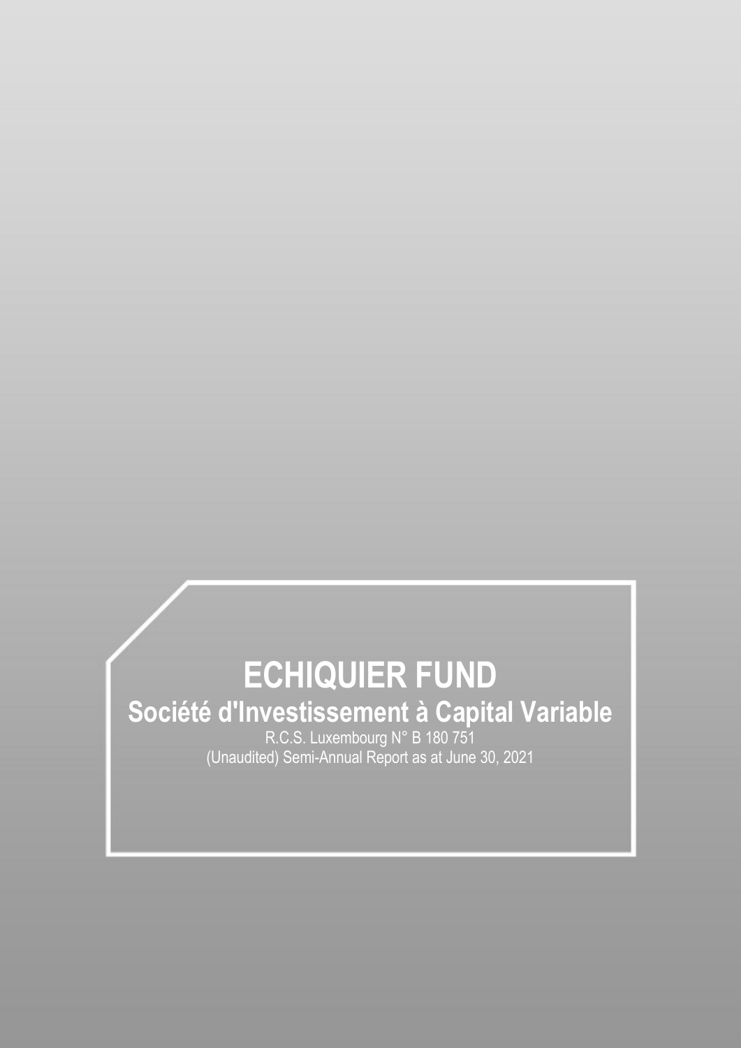# ECHIQUIER FUND

## Société d'Investissement à Capital Variable

R.C.S. Luxembourg N° B 180 751

(Unaudited) Semi-Annual Report as at June 30, 2021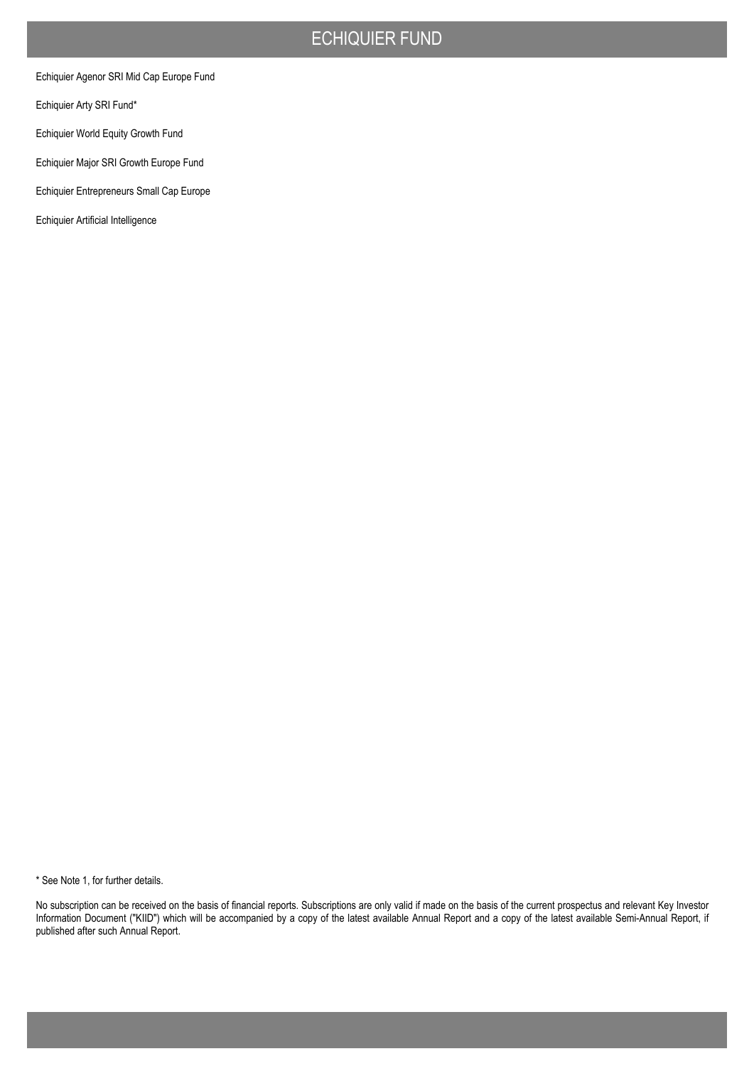# ECHIQUIER FUND

Echiquier Agenor SRI Mid Cap Europe Fund

Echiquier Arty SRI Fund*

Echiquier World Equity Growth Fund

Echiquier Major SRI Growth Europe Fund

Echiquier Entrepreneurs Small Cap Europe

Echiquier Artificial Intelligence

* See Note 1, for further details.

No subscription can be received on the basis of financial reports. Subscriptions are only valid if made on the basis of the current prospectus and relevant Key Investor Information Document ("KIID") which will be accompanied by a copy of the latest available Annual Report and a copy of the latest available Semi-Annual Report, if published after such Annual Report.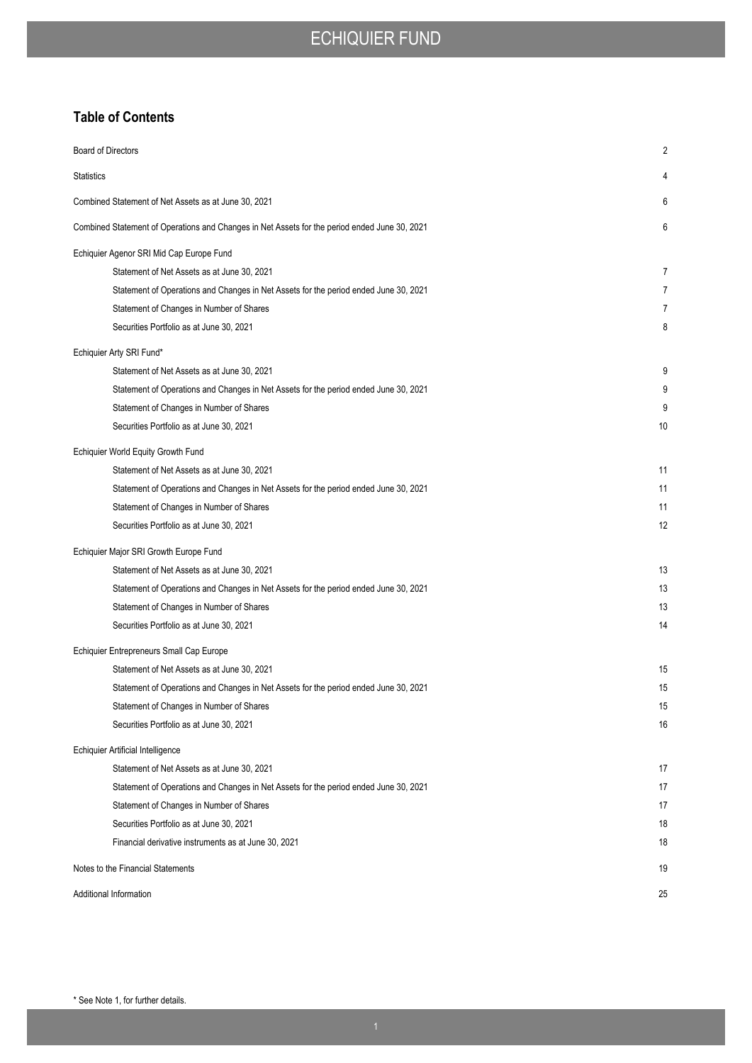## Table of Contents

| | |
|---|---|
| Board of Directors | 2 |
| Statistics | 4 |
| Combined Statement of Net Assets as at June 30, 2021 | 6 |
| Combined Statement of Operations and Changes in Net Assets for the period ended June 30, 2021 | 6 |
| **Echiquier Agenor SRI Mid Cap Europe Fund** | |
| Statement of Net Assets as at June 30, 2021 | 7 |
| Statement of Operations and Changes in Net Assets for the period ended June 30, 2021 | 7 |
| Statement of Changes in Number of Shares | 7 |
| Securities Portfolio as at June 30, 2021 | 8 |
| **Echiquier Arty SRI Fund*** | |
| Statement of Net Assets as at June 30, 2021 | 9 |
| Statement of Operations and Changes in Net Assets for the period ended June 30, 2021 | 9 |
| Statement of Changes in Number of Shares | 9 |
| Securities Portfolio as at June 30, 2021 | 10 |
| **Echiquier World Equity Growth Fund** | |
| Statement of Net Assets as at June 30, 2021 | 11 |
| Statement of Operations and Changes in Net Assets for the period ended June 30, 2021 | 11 |
| Statement of Changes in Number of Shares | 11 |
| Securities Portfolio as at June 30, 2021 | 12 |
| **Echiquier Major SRI Growth Europe Fund** | |
| Statement of Net Assets as at June 30, 2021 | 13 |
| Statement of Operations and Changes in Net Assets for the period ended June 30, 2021 | 13 |
| Statement of Changes in Number of Shares | 13 |
| Securities Portfolio as at June 30, 2021 | 14 |
| **Echiquier Entrepreneurs Small Cap Europe** | |
| Statement of Net Assets as at June 30, 2021 | 15 |
| Statement of Operations and Changes in Net Assets for the period ended June 30, 2021 | 15 |
| Statement of Changes in Number of Shares | 15 |
| Securities Portfolio as at June 30, 2021 | 16 |
| **Echiquier Artificial Intelligence** | |
| Statement of Net Assets as at June 30, 2021 | 17 |
| Statement of Operations and Changes in Net Assets for the period ended June 30, 2021 | 17 |
| Statement of Changes in Number of Shares | 17 |
| Securities Portfolio as at June 30, 2021 | 18 |
| Financial derivative instruments as at June 30, 2021 | 18 |
| Notes to the Financial Statements | 19 |
| Additional Information | 25 |

* See Note 1, for further details.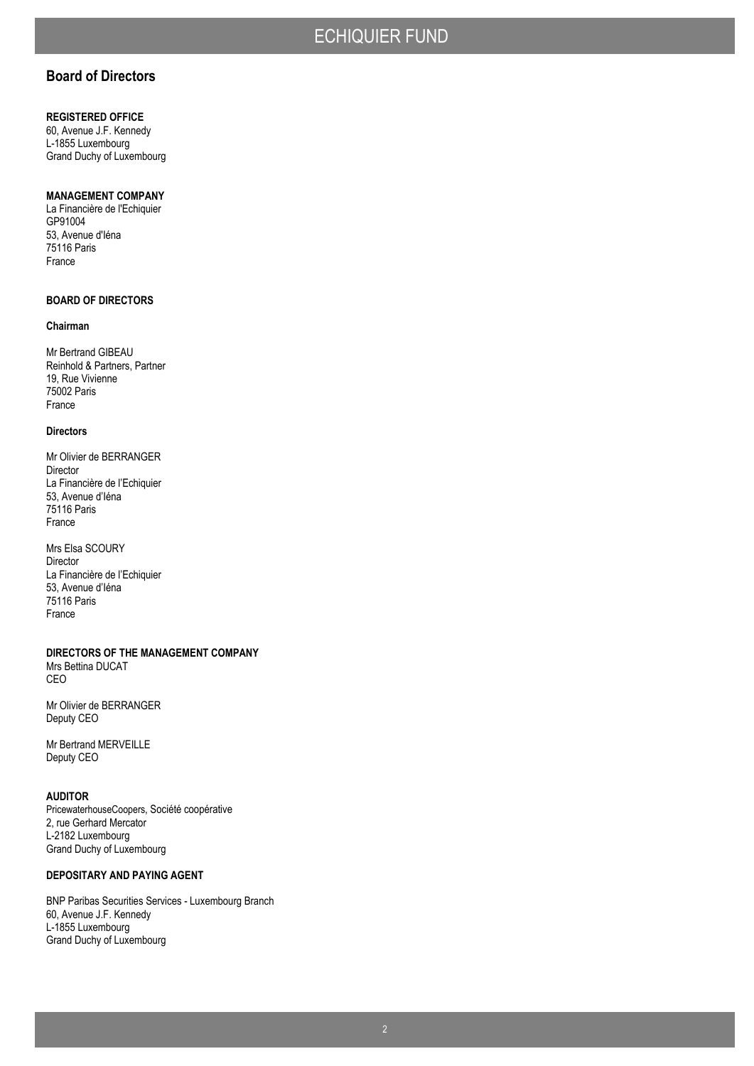## Board of Directors

**REGISTERED OFFICE**
60, Avenue J.F. Kennedy
L-1855 Luxembourg
Grand Duchy of Luxembourg

**MANAGEMENT COMPANY**
La Financière de l'Echiquier
GP91004
53, Avenue d'Iéna
75116 Paris
France

**BOARD OF DIRECTORS**

**Chairman**

Mr Bertrand GIBEAU
Reinhold & Partners, Partner
19, Rue Vivienne
75002 Paris
France

**Directors**

Mr Olivier de BERRANGER
Director
La Financière de l'Echiquier
53, Avenue d'Iéna
75116 Paris
France

Mrs Elsa SCOURY
Director
La Financière de l'Echiquier
53, Avenue d'Iéna
75116 Paris
France

**DIRECTORS OF THE MANAGEMENT COMPANY**
Mrs Bettina DUCAT
CEO

Mr Olivier de BERRANGER
Deputy CEO

Mr Bertrand MERVEILLE
Deputy CEO

**AUDITOR**
PricewaterhouseCoopers, Société coopérative
2, rue Gerhard Mercator
L-2182 Luxembourg
Grand Duchy of Luxembourg

**DEPOSITARY AND PAYING AGENT**

BNP Paribas Securities Services - Luxembourg Branch
60, Avenue J.F. Kennedy
L-1855 Luxembourg
Grand Duchy of Luxembourg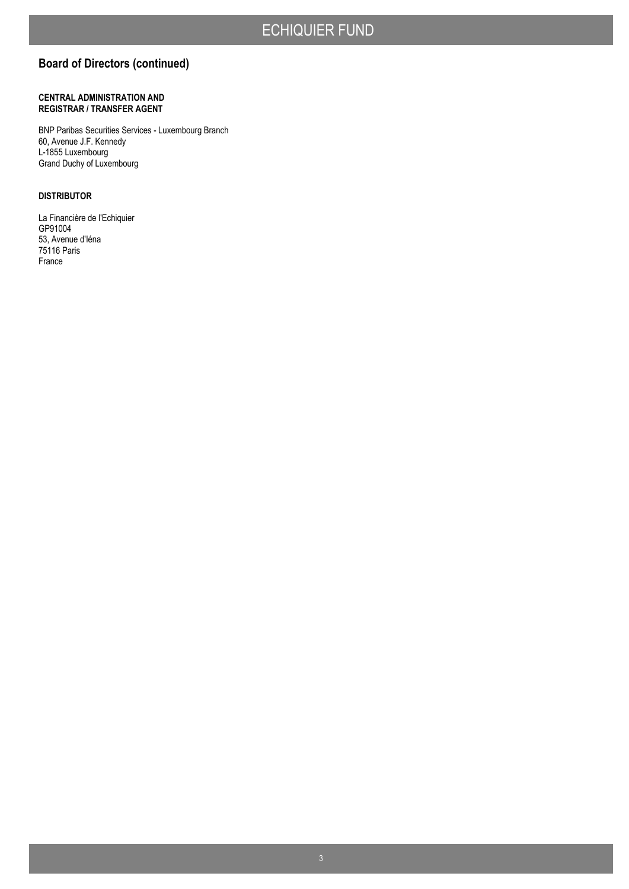## Board of Directors (continued)

**CENTRAL ADMINISTRATION AND REGISTRAR / TRANSFER AGENT**

BNP Paribas Securities Services - Luxembourg Branch
60, Avenue J.F. Kennedy
L-1855 Luxembourg
Grand Duchy of Luxembourg

**DISTRIBUTOR**

La Financière de l'Echiquier
GP91004
53, Avenue d'Iéna
75116 Paris
France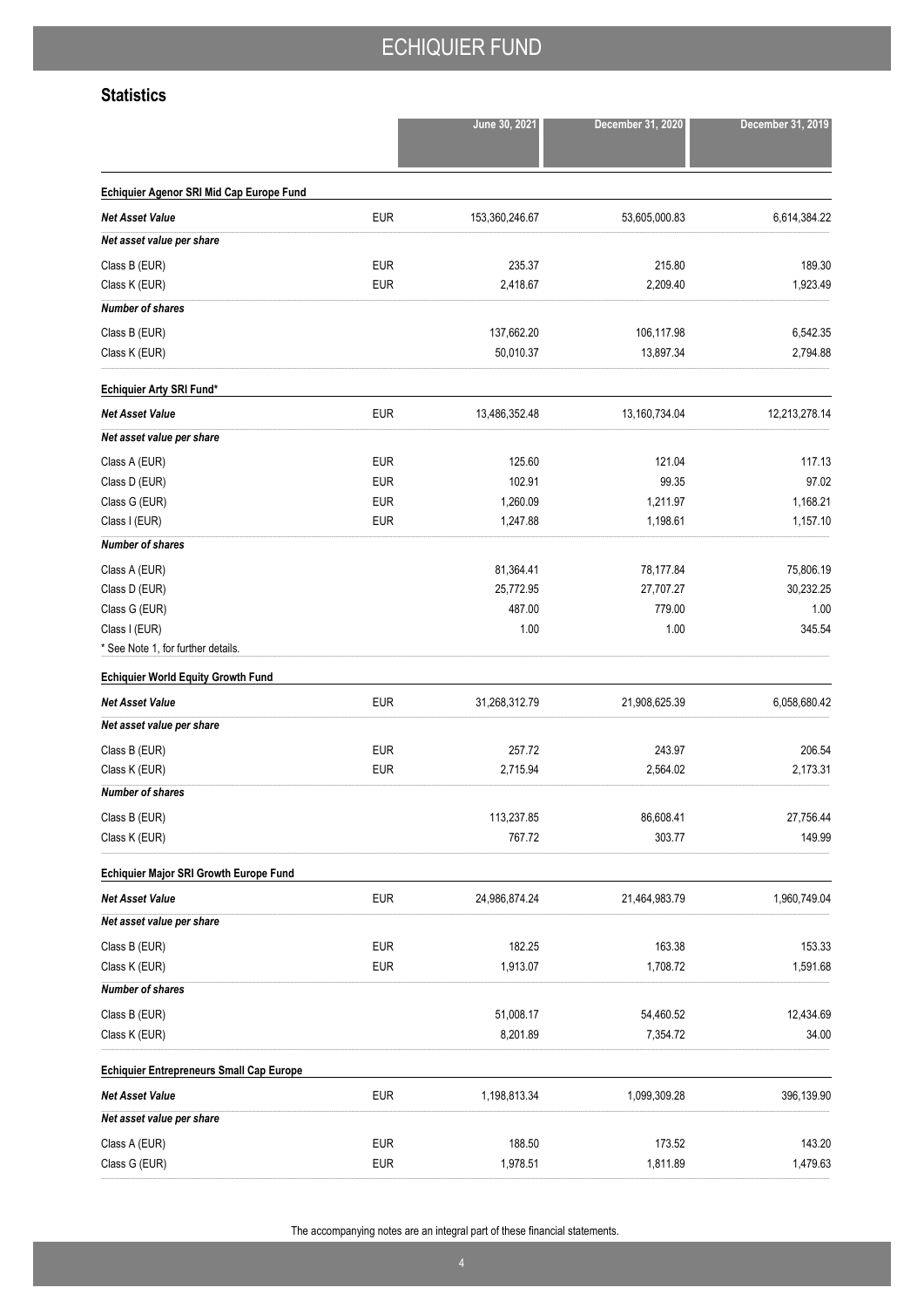## Statistics

| | | June 30, 2021 | December 31, 2020 | December 31, 2019 |
|---|---|---|---|---|
| **Echiquier Agenor SRI Mid Cap Europe Fund** | | | | |
| ***Net Asset Value*** | EUR | 153,360,246.67 | 53,605,000.83 | 6,614,384.22 |
| ***Net asset value per share*** | | | | |
| Class B (EUR) | EUR | 235.37 | 215.80 | 189.30 |
| Class K (EUR) | EUR | 2,418.67 | 2,209.40 | 1,923.49 |
| ***Number of shares*** | | | | |
| Class B (EUR) | | 137,662.20 | 106,117.98 | 6,542.35 |
| Class K (EUR) | | 50,010.37 | 13,897.34 | 2,794.88 |
| **Echiquier Arty SRI Fund*** | | | | |
| ***Net Asset Value*** | EUR | 13,486,352.48 | 13,160,734.04 | 12,213,278.14 |
| ***Net asset value per share*** | | | | |
| Class A (EUR) | EUR | 125.60 | 121.04 | 117.13 |
| Class D (EUR) | EUR | 102.91 | 99.35 | 97.02 |
| Class G (EUR) | EUR | 1,260.09 | 1,211.97 | 1,168.21 |
| Class I (EUR) | EUR | 1,247.88 | 1,198.61 | 1,157.10 |
| ***Number of shares*** | | | | |
| Class A (EUR) | | 81,364.41 | 78,177.84 | 75,806.19 |
| Class D (EUR) | | 25,772.95 | 27,707.27 | 30,232.25 |
| Class G (EUR) | | 487.00 | 779.00 | 1.00 |
| Class I (EUR) | | 1.00 | 1.00 | 345.54 |
| * See Note 1, for further details. | | | | |
| **Echiquier World Equity Growth Fund** | | | | |
| ***Net Asset Value*** | EUR | 31,268,312.79 | 21,908,625.39 | 6,058,680.42 |
| ***Net asset value per share*** | | | | |
| Class B (EUR) | EUR | 257.72 | 243.97 | 206.54 |
| Class K (EUR) | EUR | 2,715.94 | 2,564.02 | 2,173.31 |
| ***Number of shares*** | | | | |
| Class B (EUR) | | 113,237.85 | 86,608.41 | 27,756.44 |
| Class K (EUR) | | 767.72 | 303.77 | 149.99 |
| **Echiquier Major SRI Growth Europe Fund** | | | | |
| ***Net Asset Value*** | EUR | 24,986,874.24 | 21,464,983.79 | 1,960,749.04 |
| ***Net asset value per share*** | | | | |
| Class B (EUR) | EUR | 182.25 | 163.38 | 153.33 |
| Class K (EUR) | EUR | 1,913.07 | 1,708.72 | 1,591.68 |
| ***Number of shares*** | | | | |
| Class B (EUR) | | 51,008.17 | 54,460.52 | 12,434.69 |
| Class K (EUR) | | 8,201.89 | 7,354.72 | 34.00 |
| **Echiquier Entrepreneurs Small Cap Europe** | | | | |
| ***Net Asset Value*** | EUR | 1,198,813.34 | 1,099,309.28 | 396,139.90 |
| ***Net asset value per share*** | | | | |
| Class A (EUR) | EUR | 188.50 | 173.52 | 143.20 |
| Class G (EUR) | EUR | 1,978.51 | 1,811.89 | 1,479.63 |

The accompanying notes are an integral part of these financial statements.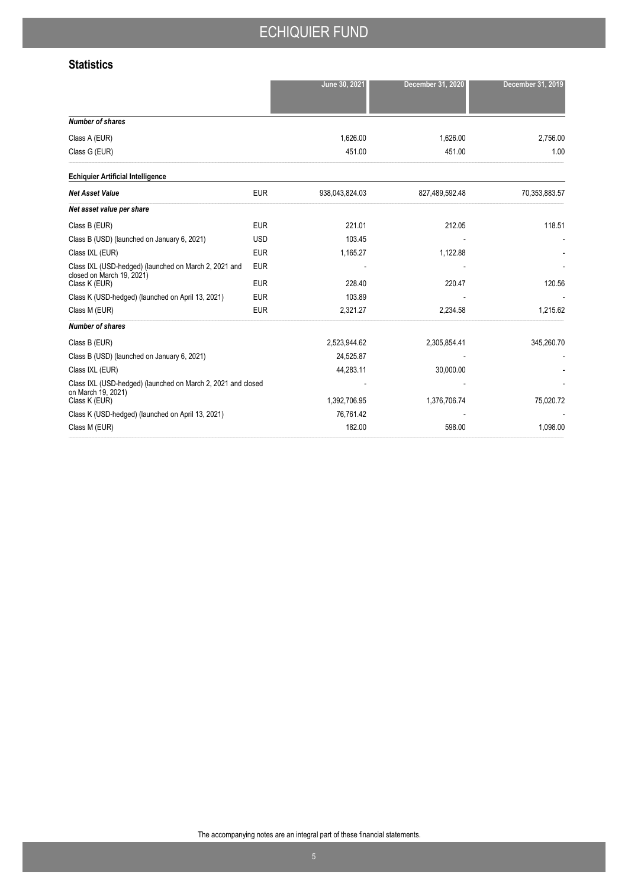## Statistics

| | | June 30, 2021 | December 31, 2020 | December 31, 2019 |
|---|---|---|---|---|
| ***Number of shares*** | | | | |
| Class A (EUR) | | 1,626.00 | 1,626.00 | 2,756.00 |
| Class G (EUR) | | 451.00 | 451.00 | 1.00 |
| **Echiquier Artificial Intelligence** | | | | |
| ***Net Asset Value*** | EUR | 938,043,824.03 | 827,489,592.48 | 70,353,883.57 |
| ***Net asset value per share*** | | | | |
| Class B (EUR) | EUR | 221.01 | 212.05 | 118.51 |
| Class B (USD) (launched on January 6, 2021) | USD | 103.45 | - | - |
| Class IXL (EUR) | EUR | 1,165.27 | 1,122.88 | - |
| Class IXL (USD-hedged) (launched on March 2, 2021 and closed on March 19, 2021) | EUR | - | - | - |
| Class K (EUR) | EUR | 228.40 | 220.47 | 120.56 |
| Class K (USD-hedged) (launched on April 13, 2021) | EUR | 103.89 | - | - |
| Class M (EUR) | EUR | 2,321.27 | 2,234.58 | 1,215.62 |
| ***Number of shares*** | | | | |
| Class B (EUR) | | 2,523,944.62 | 2,305,854.41 | 345,260.70 |
| Class B (USD) (launched on January 6, 2021) | | 24,525.87 | - | - |
| Class IXL (EUR) | | 44,283.11 | 30,000.00 | - |
| Class IXL (USD-hedged) (launched on March 2, 2021 and closed on March 19, 2021) | | - | - | - |
| Class K (EUR) | | 1,392,706.95 | 1,376,706.74 | 75,020.72 |
| Class K (USD-hedged) (launched on April 13, 2021) | | 76,761.42 | - | - |
| Class M (EUR) | | 182.00 | 598.00 | 1,098.00 |

The accompanying notes are an integral part of these financial statements.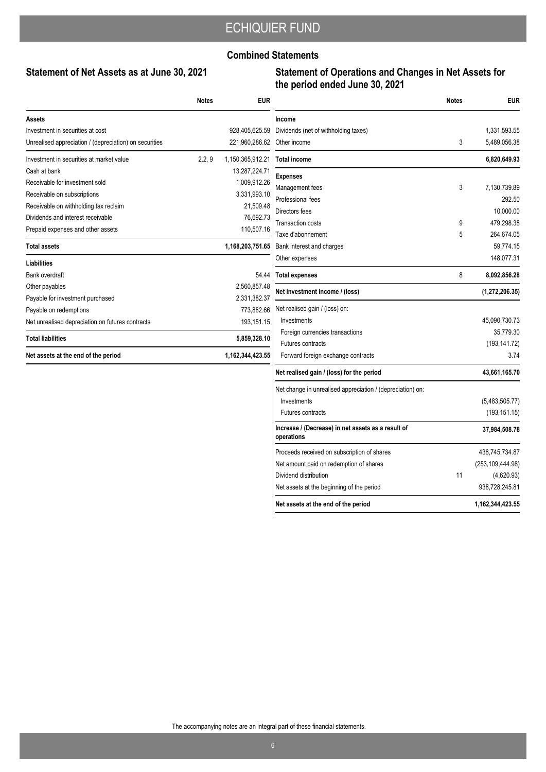# ECHIQUIER FUND

## Combined Statements

### Statement of Net Assets as at June 30, 2021

| | Notes | EUR |
|---|---|---|
| **Assets** | | |
| Investment in securities at cost | | 928,405,625.59 |
| Unrealised appreciation / (depreciation) on securities | | 221,960,286.62 |
| Investment in securities at market value | 2.2, 9 | 1,150,365,912.21 |
| Cash at bank | | 13,287,224.71 |
| Receivable for investment sold | | 1,009,912.26 |
| Receivable on subscriptions | | 3,331,993.10 |
| Receivable on withholding tax reclaim | | 21,509.48 |
| Dividends and interest receivable | | 76,692.73 |
| Prepaid expenses and other assets | | 110,507.16 |
| **Total assets** | | **1,168,203,751.65** |
| **Liabilities** | | |
| Bank overdraft | | 54.44 |
| Other payables | | 2,560,857.48 |
| Payable for investment purchased | | 2,331,382.37 |
| Payable on redemptions | | 773,882.66 |
| Net unrealised depreciation on futures contracts | | 193,151.15 |
| **Total liabilities** | | **5,859,328.10** |
| **Net assets at the end of the period** | | **1,162,344,423.55** |

### Statement of Operations and Changes in Net Assets for the period ended June 30, 2021

| | Notes | EUR |
|---|---|---|
| **Income** | | |
| Dividends (net of withholding taxes) | | 1,331,593.55 |
| Other income | 3 | 5,489,056.38 |
| **Total income** | | **6,820,649.93** |
| **Expenses** | | |
| Management fees | 3 | 7,130,739.89 |
| Professional fees | | 292.50 |
| Directors fees | | 10,000.00 |
| Transaction costs | 9 | 479,298.38 |
| Taxe d'abonnement | 5 | 264,674.05 |
| Bank interest and charges | | 59,774.15 |
| Other expenses | | 148,077.31 |
| **Total expenses** | 8 | **8,092,856.28** |
| **Net investment income / (loss)** | | **(1,272,206.35)** |
| Net realised gain / (loss) on: | | |
| Investments | | 45,090,730.73 |
| Foreign currencies transactions | | 35,779.30 |
| Futures contracts | | (193,141.72) |
| Forward foreign exchange contracts | | 3.74 |
| **Net realised gain / (loss) for the period** | | **43,661,165.70** |
| Net change in unrealised appreciation / (depreciation) on: | | |
| Investments | | (5,483,505.77) |
| Futures contracts | | (193,151.15) |
| **Increase / (Decrease) in net assets as a result of operations** | | **37,984,508.78** |
| Proceeds received on subscription of shares | | 438,745,734.87 |
| Net amount paid on redemption of shares | | (253,109,444.98) |
| Dividend distribution | 11 | (4,620.93) |
| Net assets at the beginning of the period | | 938,728,245.81 |
| **Net assets at the end of the period** | | **1,162,344,423.55** |

The accompanying notes are an integral part of these financial statements.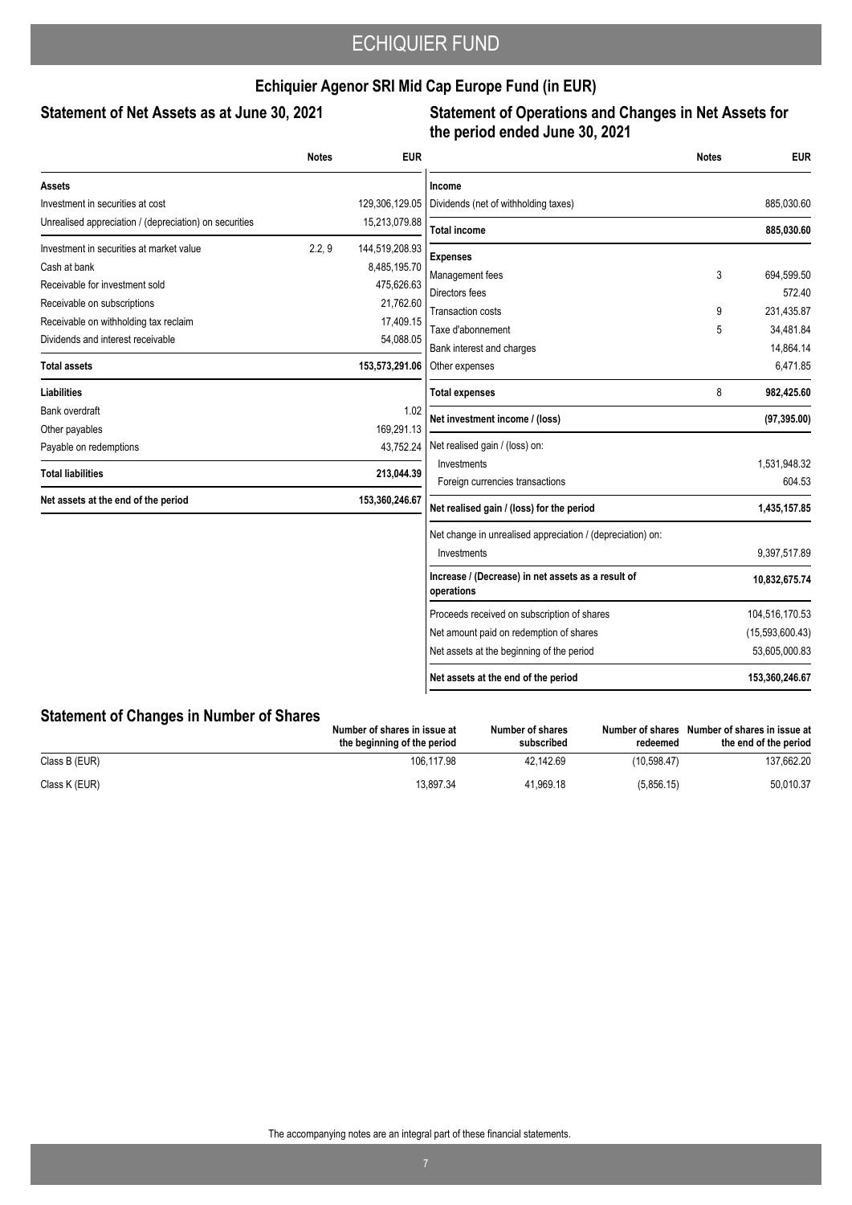## Echiquier Agenor SRI Mid Cap Europe Fund (in EUR)

### Statement of Net Assets as at June 30, 2021

| | Notes | EUR |
|---|---|---|
| **Assets** | | |
| Investment in securities at cost | | 129,306,129.05 |
| Unrealised appreciation / (depreciation) on securities | | 15,213,079.88 |
| Investment in securities at market value | 2.2, 9 | 144,519,208.93 |
| Cash at bank | | 8,485,195.70 |
| Receivable for investment sold | | 475,626.63 |
| Receivable on subscriptions | | 21,762.60 |
| Receivable on withholding tax reclaim | | 17,409.15 |
| Dividends and interest receivable | | 54,088.05 |
| **Total assets** | | **153,573,291.06** |
| **Liabilities** | | |
| Bank overdraft | | 1.02 |
| Other payables | | 169,291.13 |
| Payable on redemptions | | 43,752.24 |
| **Total liabilities** | | **213,044.39** |
| **Net assets at the end of the period** | | **153,360,246.67** |

### Statement of Operations and Changes in Net Assets for the period ended June 30, 2021

| | Notes | EUR |
|---|---|---|
| **Income** | | |
| Dividends (net of withholding taxes) | | 885,030.60 |
| **Total income** | | **885,030.60** |
| **Expenses** | | |
| Management fees | 3 | 694,599.50 |
| Directors fees | | 572.40 |
| Transaction costs | 9 | 231,435.87 |
| Taxe d'abonnement | 5 | 34,481.84 |
| Bank interest and charges | | 14,864.14 |
| Other expenses | | 6,471.85 |
| **Total expenses** | 8 | **982,425.60** |
| **Net investment income / (loss)** | | **(97,395.00)** |
| Net realised gain / (loss) on: | | |
| Investments | | 1,531,948.32 |
| Foreign currencies transactions | | 604.53 |
| **Net realised gain / (loss) for the period** | | **1,435,157.85** |
| Net change in unrealised appreciation / (depreciation) on: | | |
| Investments | | 9,397,517.89 |
| **Increase / (Decrease) in net assets as a result of operations** | | **10,832,675.74** |
| Proceeds received on subscription of shares | | 104,516,170.53 |
| Net amount paid on redemption of shares | | (15,593,600.43) |
| Net assets at the beginning of the period | | 53,605,000.83 |
| **Net assets at the end of the period** | | **153,360,246.67** |

### Statement of Changes in Number of Shares

| | Number of shares in issue at the beginning of the period | Number of shares subscribed | Number of shares redeemed | Number of shares in issue at the end of the period |
|---|---|---|---|---|
| Class B (EUR) | 106,117.98 | 42,142.69 | (10,598.47) | 137,662.20 |
| Class K (EUR) | 13,897.34 | 41,969.18 | (5,856.15) | 50,010.37 |

The accompanying notes are an integral part of these financial statements.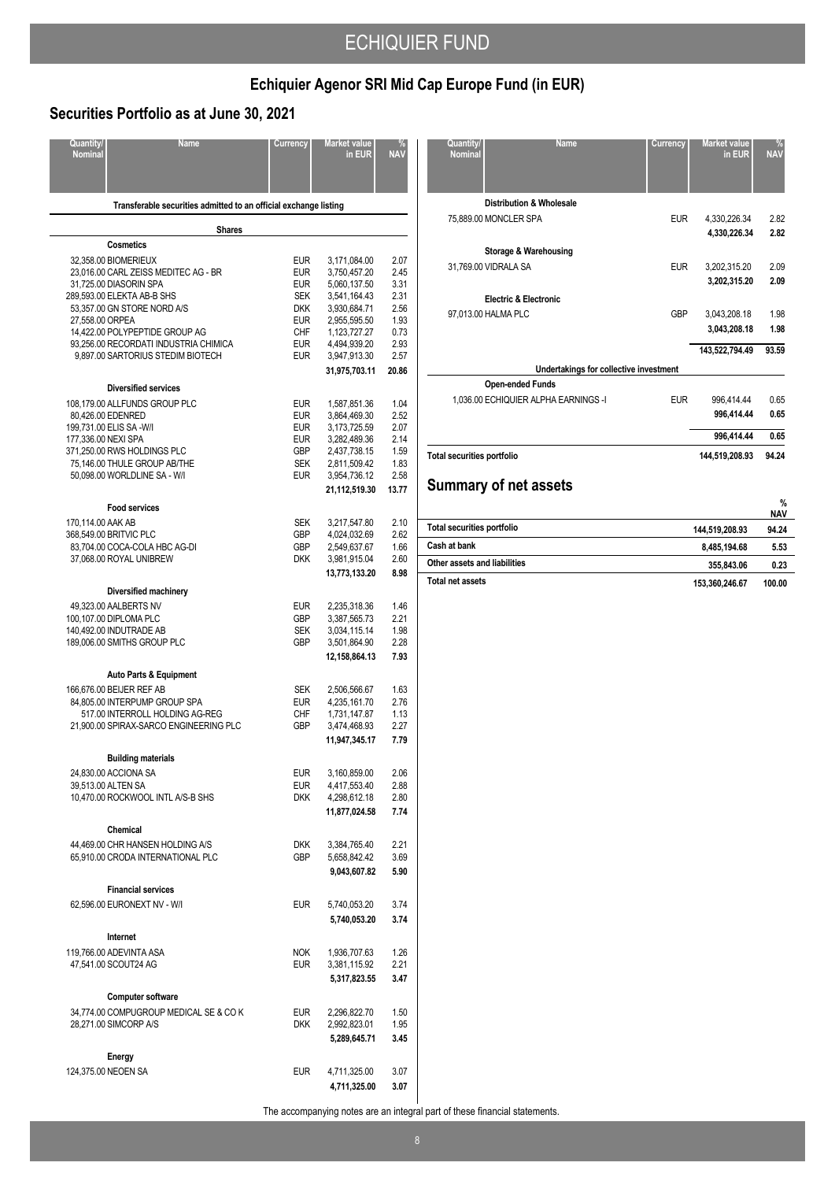# Echiquier Agenor SRI Mid Cap Europe Fund (in EUR)

## Securities Portfolio as at June 30, 2021

| Quantity/ Nominal | Name | Currency | Market value in EUR | % NAV |
|---|---|---|---|---|
| | **Transferable securities admitted to an official exchange listing** | | | |
| | **Shares** | | | |
| | **Cosmetics** | | | |
| 32,358.00 | BIOMERIEUX | EUR | 3,171,084.00 | 2.07 |
| 23,016.00 | CARL ZEISS MEDITEC AG - BR | EUR | 3,750,457.20 | 2.45 |
| 31,725.00 | DIASORIN SPA | EUR | 5,060,137.50 | 3.31 |
| 289,593.00 | ELEKTA AB-B SHS | SEK | 3,541,164.43 | 2.31 |
| 53,357.00 | GN STORE NORD A/S | DKK | 3,930,684.71 | 2.56 |
| 27,558.00 | ORPEA | EUR | 2,955,595.50 | 1.93 |
| 14,422.00 | POLYPEPTIDE GROUP AG | CHF | 1,123,727.27 | 0.73 |
| 93,256.00 | RECORDATI INDUSTRIA CHIMICA | EUR | 4,494,939.20 | 2.93 |
| 9,897.00 | SARTORIUS STEDIM BIOTECH | EUR | 3,947,913.30 | 2.57 |
| | | | **31,975,703.11** | **20.86** |
| | **Diversified services** | | | |
| 108,179.00 | ALLFUNDS GROUP PLC | EUR | 1,587,851.36 | 1.04 |
| 80,426.00 | EDENRED | EUR | 3,864,469.30 | 2.52 |
| 199,731.00 | ELIS SA -W/I | EUR | 3,173,725.59 | 2.07 |
| 177,336.00 | NEXI SPA | EUR | 3,282,489.36 | 2.14 |
| 371,250.00 | RWS HOLDINGS PLC | GBP | 2,437,738.15 | 1.59 |
| 75,146.00 | THULE GROUP AB/THE | SEK | 2,811,509.42 | 1.83 |
| 50,098.00 | WORLDLINE SA - W/I | EUR | 3,954,736.12 | 2.58 |
| | | | **21,112,519.30** | **13.77** |
| | **Food services** | | | |
| 170,114.00 | AAK AB | SEK | 3,217,547.80 | 2.10 |
| 368,549.00 | BRITVIC PLC | GBP | 4,024,032.69 | 2.62 |
| 83,704.00 | COCA-COLA HBC AG-DI | GBP | 2,549,637.67 | 1.66 |
| 37,068.00 | ROYAL UNIBREW | DKK | 3,981,915.04 | 2.60 |
| | | | **13,773,133.20** | **8.98** |
| | **Diversified machinery** | | | |
| 49,323.00 | AALBERTS NV | EUR | 2,235,318.36 | 1.46 |
| 100,107.00 | DIPLOMA PLC | GBP | 3,387,565.73 | 2.21 |
| 140,492.00 | INDUTRADE AB | SEK | 3,034,115.14 | 1.98 |
| 189,006.00 | SMITHS GROUP PLC | GBP | 3,501,864.90 | 2.28 |
| | | | **12,158,864.13** | **7.93** |
| | **Auto Parts & Equipment** | | | |
| 166,676.00 | BEIJER REF AB | SEK | 2,506,566.67 | 1.63 |
| 84,805.00 | INTERPUMP GROUP SPA | EUR | 4,235,161.70 | 2.76 |
| 517.00 | INTERROLL HOLDING AG-REG | CHF | 1,731,147.87 | 1.13 |
| 21,900.00 | SPIRAX-SARCO ENGINEERING PLC | GBP | 3,474,468.93 | 2.27 |
| | | | **11,947,345.17** | **7.79** |
| | **Building materials** | | | |
| 24,830.00 | ACCIONA SA | EUR | 3,160,859.00 | 2.06 |
| 39,513.00 | ALTEN SA | EUR | 4,417,553.40 | 2.88 |
| 10,470.00 | ROCKWOOL INTL A/S-B SHS | DKK | 4,298,612.18 | 2.80 |
| | | | **11,877,024.58** | **7.74** |
| | **Chemical** | | | |
| 44,469.00 | CHR HANSEN HOLDING A/S | DKK | 3,384,765.40 | 2.21 |
| 65,910.00 | CRODA INTERNATIONAL PLC | GBP | 5,658,842.42 | 3.69 |
| | | | **9,043,607.82** | **5.90** |
| | **Financial services** | | | |
| 62,596.00 | EURONEXT NV - W/I | EUR | 5,740,053.20 | 3.74 |
| | | | **5,740,053.20** | **3.74** |
| | **Internet** | | | |
| 119,766.00 | ADEVINTA ASA | NOK | 1,936,707.63 | 1.26 |
| 47,541.00 | SCOUT24 AG | EUR | 3,381,115.92 | 2.21 |
| | | | **5,317,823.55** | **3.47** |
| | **Computer software** | | | |
| 34,774.00 | COMPUGROUP MEDICAL SE & CO K | EUR | 2,296,822.70 | 1.50 |
| 28,271.00 | SIMCORP A/S | DKK | 2,992,823.01 | 1.95 |
| | | | **5,289,645.71** | **3.45** |
| | **Energy** | | | |
| 124,375.00 | NEOEN SA | EUR | 4,711,325.00 | 3.07 |
| | | | **4,711,325.00** | **3.07** |
| | **Distribution & Wholesale** | | | |
| 75,889.00 | MONCLER SPA | EUR | 4,330,226.34 | 2.82 |
| | | | **4,330,226.34** | **2.82** |
| | **Storage & Warehousing** | | | |
| 31,769.00 | VIDRALA SA | EUR | 3,202,315.20 | 2.09 |
| | | | **3,202,315.20** | **2.09** |
| | **Electric & Electronic** | | | |
| 97,013.00 | HALMA PLC | GBP | 3,043,208.18 | 1.98 |
| | | | **3,043,208.18** | **1.98** |
| | | | **143,522,794.49** | **93.59** |
| | **Undertakings for collective investment** | | | |
| | **Open-ended Funds** | | | |
| 1,036.00 | ECHIQUIER ALPHA EARNINGS -I | EUR | 996,414.44 | 0.65 |
| | | | **996,414.44** | **0.65** |
| | | | **996,414.44** | **0.65** |
| **Total securities portfolio** | | | **144,519,208.93** | **94.24** |

## Summary of net assets

| | | % NAV |
|---|---|---|
| Total securities portfolio | 144,519,208.93 | 94.24 |
| Cash at bank | 8,485,194.68 | 5.53 |
| Other assets and liabilities | 355,843.06 | 0.23 |
| **Total net assets** | **153,360,246.67** | **100.00** |

The accompanying notes are an integral part of these financial statements.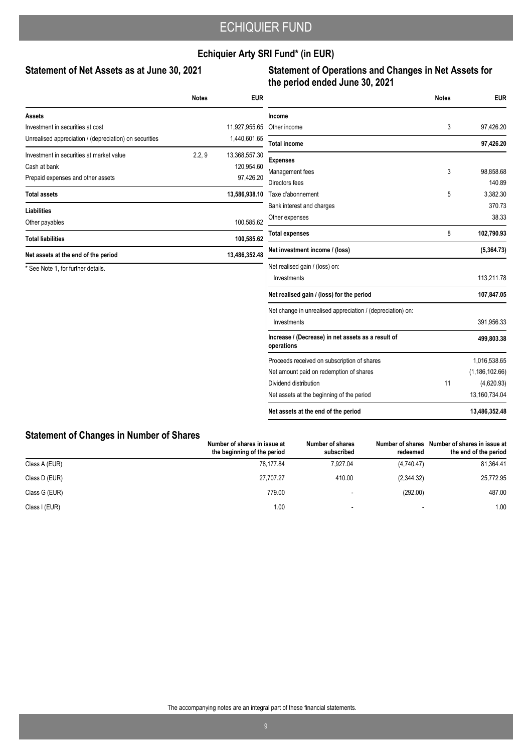# ECHIQUIER FUND

## Echiquier Arty SRI Fund* (in EUR)

### Statement of Net Assets as at June 30, 2021

| | Notes | EUR |
|---|---|---|
| **Assets** | | |
| Investment in securities at cost | | 11,927,955.65 |
| Unrealised appreciation / (depreciation) on securities | | 1,440,601.65 |
| Investment in securities at market value | 2.2, 9 | 13,368,557.30 |
| Cash at bank | | 120,954.60 |
| Prepaid expenses and other assets | | 97,426.20 |
| **Total assets** | | **13,586,938.10** |
| **Liabilities** | | |
| Other payables | | 100,585.62 |
| **Total liabilities** | | **100,585.62** |
| **Net assets at the end of the period** | | **13,486,352.48** |

* See Note 1, for further details.

### Statement of Operations and Changes in Net Assets for the period ended June 30, 2021

| | Notes | EUR |
|---|---|---|
| **Income** | | |
| Other income | 3 | 97,426.20 |
| **Total income** | | **97,426.20** |
| **Expenses** | | |
| Management fees | 3 | 98,858.68 |
| Directors fees | | 140.89 |
| Taxe d'abonnement | 5 | 3,382.30 |
| Bank interest and charges | | 370.73 |
| Other expenses | | 38.33 |
| **Total expenses** | 8 | **102,790.93** |
| **Net investment income / (loss)** | | **(5,364.73)** |
| Net realised gain / (loss) on: | | |
| Investments | | 113,211.78 |
| **Net realised gain / (loss) for the period** | | **107,847.05** |
| Net change in unrealised appreciation / (depreciation) on: | | |
| Investments | | 391,956.33 |
| **Increase / (Decrease) in net assets as a result of operations** | | **499,803.38** |
| Proceeds received on subscription of shares | | 1,016,538.65 |
| Net amount paid on redemption of shares | | (1,186,102.66) |
| Dividend distribution | 11 | (4,620.93) |
| Net assets at the beginning of the period | | 13,160,734.04 |
| **Net assets at the end of the period** | | **13,486,352.48** |

### Statement of Changes in Number of Shares

| | Number of shares in issue at the beginning of the period | Number of shares subscribed | Number of shares redeemed | Number of shares in issue at the end of the period |
|---|---|---|---|---|
| Class A (EUR) | 78,177.84 | 7,927.04 | (4,740.47) | 81,364.41 |
| Class D (EUR) | 27,707.27 | 410.00 | (2,344.32) | 25,772.95 |
| Class G (EUR) | 779.00 | - | (292.00) | 487.00 |
| Class I (EUR) | 1.00 | - | - | 1.00 |

The accompanying notes are an integral part of these financial statements.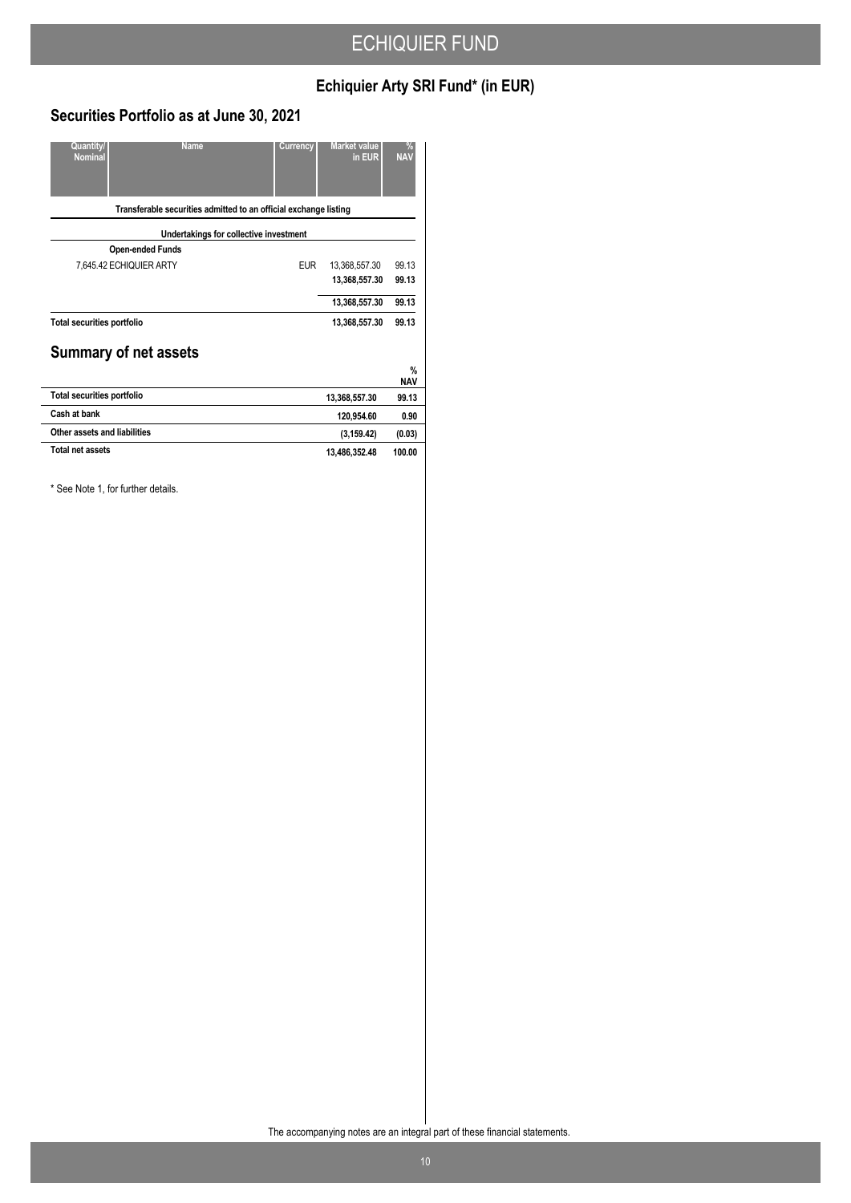# Echiquier Arty SRI Fund* (in EUR)

## Securities Portfolio as at June 30, 2021

| Quantity/ Nominal | Name | Currency | Market value in EUR | % NAV |
|---|---|---|---|---|
| | **Transferable securities admitted to an official exchange listing** | | | |
| | **Undertakings for collective investment** | | | |
| | **Open-ended Funds** | | | |
| 7,645.42 | ECHIQUIER ARTY | EUR | 13,368,557.30 | 99.13 |
| | | | **13,368,557.30** | **99.13** |
| | | | **13,368,557.30** | **99.13** |
| **Total securities portfolio** | | | **13,368,557.30** | **99.13** |

## Summary of net assets

| | | % NAV |
|---|---|---|
| **Total securities portfolio** | **13,368,557.30** | **99.13** |
| **Cash at bank** | **120,954.60** | **0.90** |
| **Other assets and liabilities** | **(3,159.42)** | **(0.03)** |
| **Total net assets** | **13,486,352.48** | **100.00** |

* See Note 1, for further details.

The accompanying notes are an integral part of these financial statements.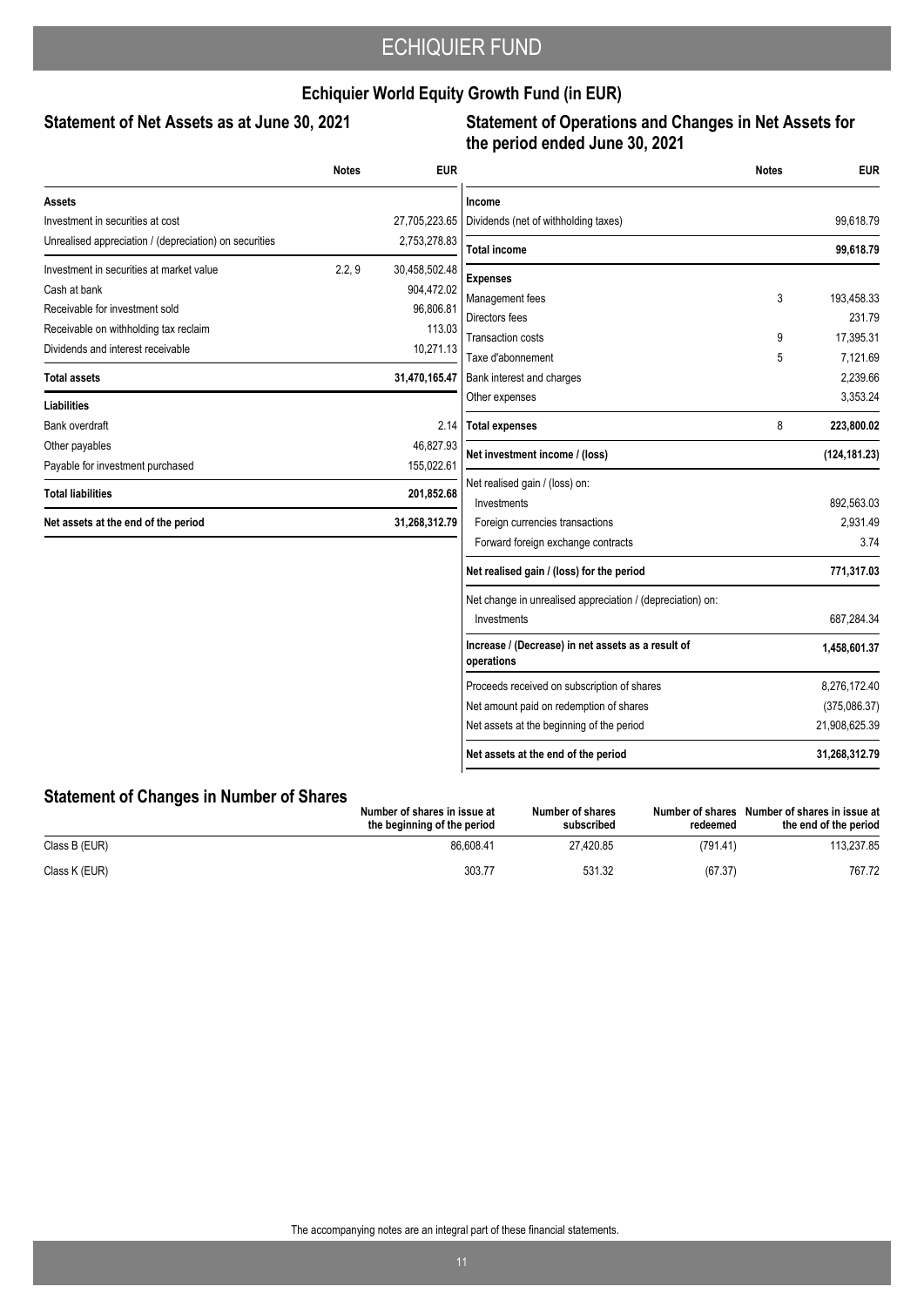# ECHIQUIER FUND

## Echiquier World Equity Growth Fund (in EUR)

### Statement of Net Assets as at June 30, 2021

| | Notes | EUR |
|---|---|---|
| **Assets** | | |
| Investment in securities at cost | | 27,705,223.65 |
| Unrealised appreciation / (depreciation) on securities | | 2,753,278.83 |
| Investment in securities at market value | 2.2, 9 | 30,458,502.48 |
| Cash at bank | | 904,472.02 |
| Receivable for investment sold | | 96,806.81 |
| Receivable on withholding tax reclaim | | 113.03 |
| Dividends and interest receivable | | 10,271.13 |
| **Total assets** | | **31,470,165.47** |
| **Liabilities** | | |
| Bank overdraft | | 2.14 |
| Other payables | | 46,827.93 |
| Payable for investment purchased | | 155,022.61 |
| **Total liabilities** | | **201,852.68** |
| **Net assets at the end of the period** | | **31,268,312.79** |

### Statement of Operations and Changes in Net Assets for the period ended June 30, 2021

| | Notes | EUR |
|---|---|---|
| **Income** | | |
| Dividends (net of withholding taxes) | | 99,618.79 |
| **Total income** | | **99,618.79** |
| **Expenses** | | |
| Management fees | 3 | 193,458.33 |
| Directors fees | | 231.79 |
| Transaction costs | 9 | 17,395.31 |
| Taxe d'abonnement | 5 | 7,121.69 |
| Bank interest and charges | | 2,239.66 |
| Other expenses | | 3,353.24 |
| **Total expenses** | 8 | **223,800.02** |
| **Net investment income / (loss)** | | **(124,181.23)** |
| Net realised gain / (loss) on: | | |
| Investments | | 892,563.03 |
| Foreign currencies transactions | | 2,931.49 |
| Forward foreign exchange contracts | | 3.74 |
| **Net realised gain / (loss) for the period** | | **771,317.03** |
| Net change in unrealised appreciation / (depreciation) on: | | |
| Investments | | 687,284.34 |
| **Increase / (Decrease) in net assets as a result of operations** | | **1,458,601.37** |
| Proceeds received on subscription of shares | | 8,276,172.40 |
| Net amount paid on redemption of shares | | (375,086.37) |
| Net assets at the beginning of the period | | 21,908,625.39 |
| **Net assets at the end of the period** | | **31,268,312.79** |

### Statement of Changes in Number of Shares

| | Number of shares in issue at the beginning of the period | Number of shares subscribed | Number of shares redeemed | Number of shares in issue at the end of the period |
|---|---|---|---|---|
| Class B (EUR) | 86,608.41 | 27,420.85 | (791.41) | 113,237.85 |
| Class K (EUR) | 303.77 | 531.32 | (67.37) | 767.72 |

The accompanying notes are an integral part of these financial statements.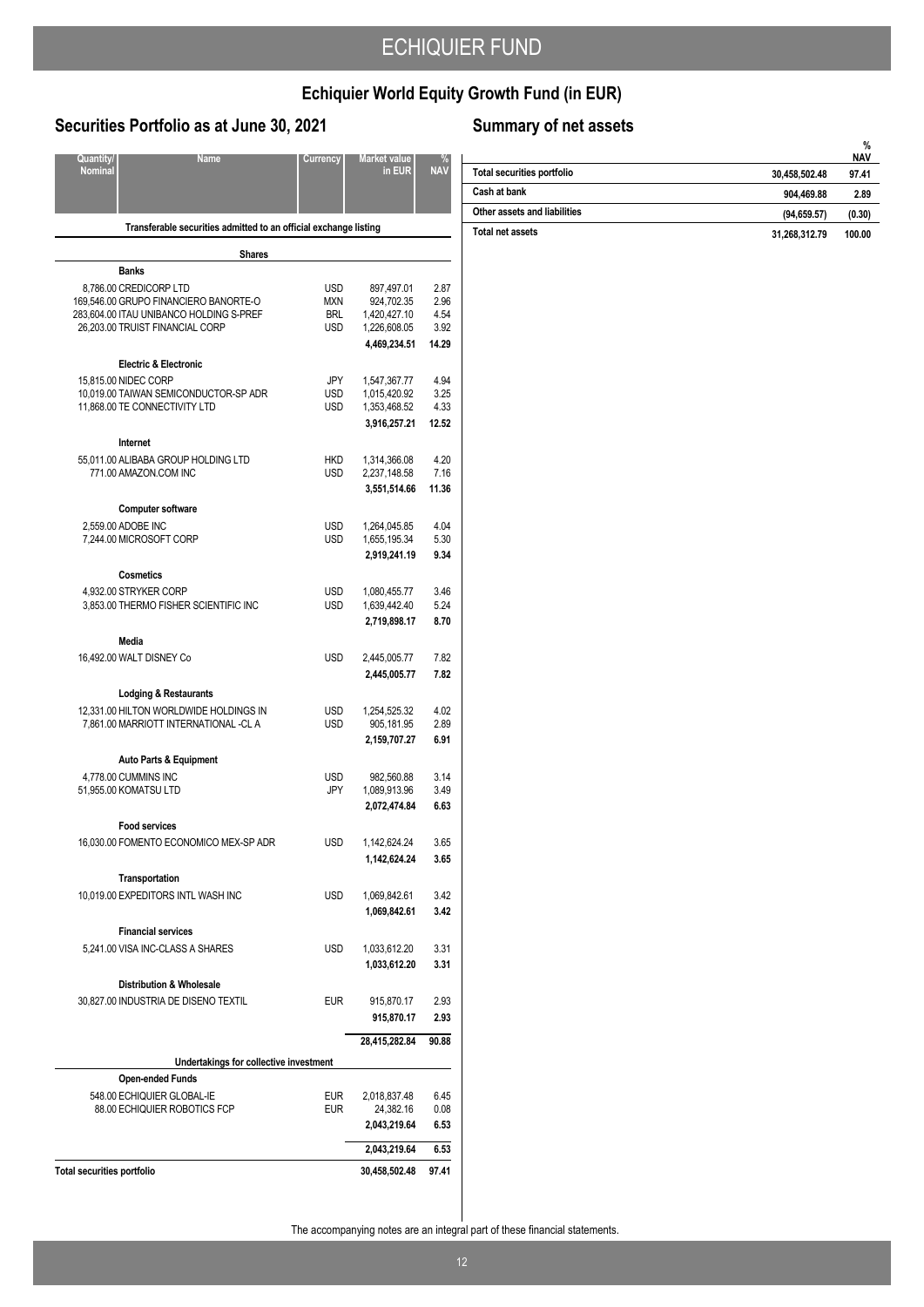# ECHIQUIER FUND

## Echiquier World Equity Growth Fund (in EUR)

### Securities Portfolio as at June 30, 2021

| Quantity/ Nominal | Name | Currency | Market value in EUR | % NAV |
|---|---|---|---|---|
| | **Transferable securities admitted to an official exchange listing** | | | |
| | **Shares** | | | |
| | **Banks** | | | |
| 8,786.00 | CREDICORP LTD | USD | 897,497.01 | 2.87 |
| 169,546.00 | GRUPO FINANCIERO BANORTE-O | MXN | 924,702.35 | 2.96 |
| 283,604.00 | ITAU UNIBANCO HOLDING S-PREF | BRL | 1,420,427.10 | 4.54 |
| 26,203.00 | TRUIST FINANCIAL CORP | USD | 1,226,608.05 | 3.92 |
| | | | **4,469,234.51** | **14.29** |
| | **Electric & Electronic** | | | |
| 15,815.00 | NIDEC CORP | JPY | 1,547,367.77 | 4.94 |
| 10,019.00 | TAIWAN SEMICONDUCTOR-SP ADR | USD | 1,015,420.92 | 3.25 |
| 11,868.00 | TE CONNECTIVITY LTD | USD | 1,353,468.52 | 4.33 |
| | | | **3,916,257.21** | **12.52** |
| | **Internet** | | | |
| 55,011.00 | ALIBABA GROUP HOLDING LTD | HKD | 1,314,366.08 | 4.20 |
| 771.00 | AMAZON.COM INC | USD | 2,237,148.58 | 7.16 |
| | | | **3,551,514.66** | **11.36** |
| | **Computer software** | | | |
| 2,559.00 | ADOBE INC | USD | 1,264,045.85 | 4.04 |
| 7,244.00 | MICROSOFT CORP | USD | 1,655,195.34 | 5.30 |
| | | | **2,919,241.19** | **9.34** |
| | **Cosmetics** | | | |
| 4,932.00 | STRYKER CORP | USD | 1,080,455.77 | 3.46 |
| 3,853.00 | THERMO FISHER SCIENTIFIC INC | USD | 1,639,442.40 | 5.24 |
| | | | **2,719,898.17** | **8.70** |
| | **Media** | | | |
| 16,492.00 | WALT DISNEY Co | USD | 2,445,005.77 | 7.82 |
| | | | **2,445,005.77** | **7.82** |
| | **Lodging & Restaurants** | | | |
| 12,331.00 | HILTON WORLDWIDE HOLDINGS IN | USD | 1,254,525.32 | 4.02 |
| 7,861.00 | MARRIOTT INTERNATIONAL -CL A | USD | 905,181.95 | 2.89 |
| | | | **2,159,707.27** | **6.91** |
| | **Auto Parts & Equipment** | | | |
| 4,778.00 | CUMMINS INC | USD | 982,560.88 | 3.14 |
| 51,955.00 | KOMATSU LTD | JPY | 1,089,913.96 | 3.49 |
| | | | **2,072,474.84** | **6.63** |
| | **Food services** | | | |
| 16,030.00 | FOMENTO ECONOMICO MEX-SP ADR | USD | 1,142,624.24 | 3.65 |
| | | | **1,142,624.24** | **3.65** |
| | **Transportation** | | | |
| 10,019.00 | EXPEDITORS INTL WASH INC | USD | 1,069,842.61 | 3.42 |
| | | | **1,069,842.61** | **3.42** |
| | **Financial services** | | | |
| 5,241.00 | VISA INC-CLASS A SHARES | USD | 1,033,612.20 | 3.31 |
| | | | **1,033,612.20** | **3.31** |
| | **Distribution & Wholesale** | | | |
| 30,827.00 | INDUSTRIA DE DISENO TEXTIL | EUR | 915,870.17 | 2.93 |
| | | | **915,870.17** | **2.93** |
| | | | **28,415,282.84** | **90.88** |
| | **Undertakings for collective investment** | | | |
| | **Open-ended Funds** | | | |
| 548.00 | ECHIQUIER GLOBAL-IE | EUR | 2,018,837.48 | 6.45 |
| 88.00 | ECHIQUIER ROBOTICS FCP | EUR | 24,382.16 | 0.08 |
| | | | **2,043,219.64** | **6.53** |
| | | | **2,043,219.64** | **6.53** |
| **Total securities portfolio** | | | **30,458,502.48** | **97.41** |

### Summary of net assets

| | | % NAV |
|---|---|---|
| **Total securities portfolio** | **30,458,502.48** | **97.41** |
| **Cash at bank** | **904,469.88** | **2.89** |
| **Other assets and liabilities** | **(94,659.57)** | **(0.30)** |
| **Total net assets** | **31,268,312.79** | **100.00** |

The accompanying notes are an integral part of these financial statements.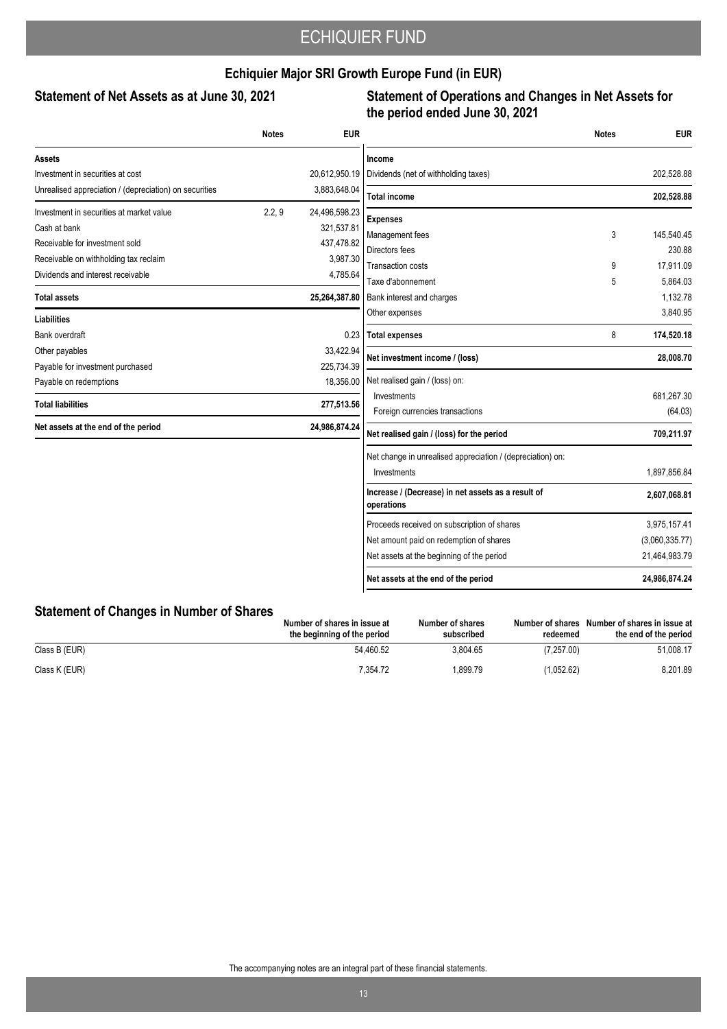# Echiquier Major SRI Growth Europe Fund (in EUR)

## Statement of Net Assets as at June 30, 2021

| | Notes | EUR |
|---|---|---|
| **Assets** | | |
| Investment in securities at cost | | 20,612,950.19 |
| Unrealised appreciation / (depreciation) on securities | | 3,883,648.04 |
| Investment in securities at market value | 2.2, 9 | 24,496,598.23 |
| Cash at bank | | 321,537.81 |
| Receivable for investment sold | | 437,478.82 |
| Receivable on withholding tax reclaim | | 3,987.30 |
| Dividends and interest receivable | | 4,785.64 |
| **Total assets** | | **25,264,387.80** |
| **Liabilities** | | |
| Bank overdraft | | 0.23 |
| Other payables | | 33,422.94 |
| Payable for investment purchased | | 225,734.39 |
| Payable on redemptions | | 18,356.00 |
| **Total liabilities** | | **277,513.56** |
| **Net assets at the end of the period** | | **24,986,874.24** |

## Statement of Operations and Changes in Net Assets for the period ended June 30, 2021

| | Notes | EUR |
|---|---|---|
| **Income** | | |
| Dividends (net of withholding taxes) | | 202,528.88 |
| **Total income** | | **202,528.88** |
| **Expenses** | | |
| Management fees | 3 | 145,540.45 |
| Directors fees | | 230.88 |
| Transaction costs | 9 | 17,911.09 |
| Taxe d'abonnement | 5 | 5,864.03 |
| Bank interest and charges | | 1,132.78 |
| Other expenses | | 3,840.95 |
| **Total expenses** | 8 | **174,520.18** |
| **Net investment income / (loss)** | | **28,008.70** |
| Net realised gain / (loss) on: | | |
| Investments | | 681,267.30 |
| Foreign currencies transactions | | (64.03) |
| **Net realised gain / (loss) for the period** | | **709,211.97** |
| Net change in unrealised appreciation / (depreciation) on: | | |
| Investments | | 1,897,856.84 |
| **Increase / (Decrease) in net assets as a result of operations** | | **2,607,068.81** |
| Proceeds received on subscription of shares | | 3,975,157.41 |
| Net amount paid on redemption of shares | | (3,060,335.77) |
| Net assets at the beginning of the period | | 21,464,983.79 |
| **Net assets at the end of the period** | | **24,986,874.24** |

## Statement of Changes in Number of Shares

| | Number of shares in issue at the beginning of the period | Number of shares subscribed | Number of shares redeemed | Number of shares in issue at the end of the period |
|---|---|---|---|---|
| Class B (EUR) | 54,460.52 | 3,804.65 | (7,257.00) | 51,008.17 |
| Class K (EUR) | 7,354.72 | 1,899.79 | (1,052.62) | 8,201.89 |

The accompanying notes are an integral part of these financial statements.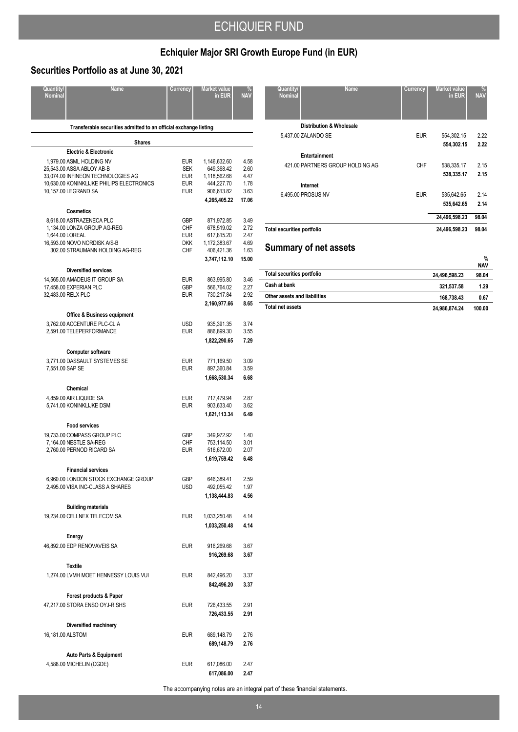# Echiquier Major SRI Growth Europe Fund (in EUR)

## Securities Portfolio as at June 30, 2021

| Quantity/ Nominal | Name | Currency | Market value in EUR | % NAV |
|---|---|---|---|---|
| | **Transferable securities admitted to an official exchange listing** | | | |
| | **Shares** | | | |
| | **Electric & Electronic** | | | |
| 1,979.00 | ASML HOLDING NV | EUR | 1,146,632.60 | 4.58 |
| 25,543.00 | ASSA ABLOY AB-B | SEK | 649,368.42 | 2.60 |
| 33,074.00 | INFINEON TECHNOLOGIES AG | EUR | 1,118,562.68 | 4.47 |
| 10,630.00 | KONINKLIJKE PHILIPS ELECTRONICS | EUR | 444,227.70 | 1.78 |
| 10,157.00 | LEGRAND SA | EUR | 906,613.82 | 3.63 |
| | | | **4,265,405.22** | **17.06** |
| | **Cosmetics** | | | |
| 8,618.00 | ASTRAZENECA PLC | GBP | 871,972.85 | 3.49 |
| 1,134.00 | LONZA GROUP AG-REG | CHF | 678,519.02 | 2.72 |
| 1,644.00 | LOREAL | EUR | 617,815.20 | 2.47 |
| 16,593.00 | NOVO NORDISK A/S-B | DKK | 1,172,383.67 | 4.69 |
| 302.00 | STRAUMANN HOLDING AG-REG | CHF | 406,421.36 | 1.63 |
| | | | **3,747,112.10** | **15.00** |
| | **Diversified services** | | | |
| 14,565.00 | AMADEUS IT GROUP SA | EUR | 863,995.80 | 3.46 |
| 17,458.00 | EXPERIAN PLC | GBP | 566,764.02 | 2.27 |
| 32,483.00 | RELX PLC | EUR | 730,217.84 | 2.92 |
| | | | **2,160,977.66** | **8.65** |
| | **Office & Business equipment** | | | |
| 3,762.00 | ACCENTURE PLC-CL A | USD | 935,391.35 | 3.74 |
| 2,591.00 | TELEPERFORMANCE | EUR | 886,899.30 | 3.55 |
| | | | **1,822,290.65** | **7.29** |
| | **Computer software** | | | |
| 3,771.00 | DASSAULT SYSTEMES SE | EUR | 771,169.50 | 3.09 |
| 7,551.00 | SAP SE | EUR | 897,360.84 | 3.59 |
| | | | **1,668,530.34** | **6.68** |
| | **Chemical** | | | |
| 4,859.00 | AIR LIQUIDE SA | EUR | 717,479.94 | 2.87 |
| 5,741.00 | KONINKLIJKE DSM | EUR | 903,633.40 | 3.62 |
| | | | **1,621,113.34** | **6.49** |
| | **Food services** | | | |
| 19,733.00 | COMPASS GROUP PLC | GBP | 349,972.92 | 1.40 |
| 7,164.00 | NESTLE SA-REG | CHF | 753,114.50 | 3.01 |
| 2,760.00 | PERNOD RICARD SA | EUR | 516,672.00 | 2.07 |
| | | | **1,619,759.42** | **6.48** |
| | **Financial services** | | | |
| 6,960.00 | LONDON STOCK EXCHANGE GROUP | GBP | 646,389.41 | 2.59 |
| 2,495.00 | VISA INC-CLASS A SHARES | USD | 492,055.42 | 1.97 |
| | | | **1,138,444.83** | **4.56** |
| | **Building materials** | | | |
| 19,234.00 | CELLNEX TELECOM SA | EUR | 1,033,250.48 | 4.14 |
| | | | **1,033,250.48** | **4.14** |
| | **Energy** | | | |
| 46,892.00 | EDP RENOVAVEIS SA | EUR | 916,269.68 | 3.67 |
| | | | **916,269.68** | **3.67** |
| | **Textile** | | | |
| 1,274.00 | LVMH MOET HENNESSY LOUIS VUI | EUR | 842,496.20 | 3.37 |
| | | | **842,496.20** | **3.37** |
| | **Forest products & Paper** | | | |
| 47,217.00 | STORA ENSO OYJ-R SHS | EUR | 726,433.55 | 2.91 |
| | | | **726,433.55** | **2.91** |
| | **Diversified machinery** | | | |
| 16,181.00 | ALSTOM | EUR | 689,148.79 | 2.76 |
| | | | **689,148.79** | **2.76** |
| | **Auto Parts & Equipment** | | | |
| 4,588.00 | MICHELIN (CGDE) | EUR | 617,086.00 | 2.47 |
| | | | **617,086.00** | **2.47** |
| | **Distribution & Wholesale** | | | |
| 5,437.00 | ZALANDO SE | EUR | 554,302.15 | 2.22 |
| | | | **554,302.15** | **2.22** |
| | **Entertainment** | | | |
| 421.00 | PARTNERS GROUP HOLDING AG | CHF | 538,335.17 | 2.15 |
| | | | **538,335.17** | **2.15** |
| | **Internet** | | | |
| 6,495.00 | PROSUS NV | EUR | 535,642.65 | 2.14 |
| | | | **535,642.65** | **2.14** |
| | | | **24,496,598.23** | **98.04** |
| **Total securities portfolio** | | | **24,496,598.23** | **98.04** |

## Summary of net assets

| | | % NAV |
|---|---|---|
| **Total securities portfolio** | **24,496,598.23** | **98.04** |
| **Cash at bank** | **321,537.58** | **1.29** |
| **Other assets and liabilities** | **168,738.43** | **0.67** |
| **Total net assets** | **24,986,874.24** | **100.00** |

The accompanying notes are an integral part of these financial statements.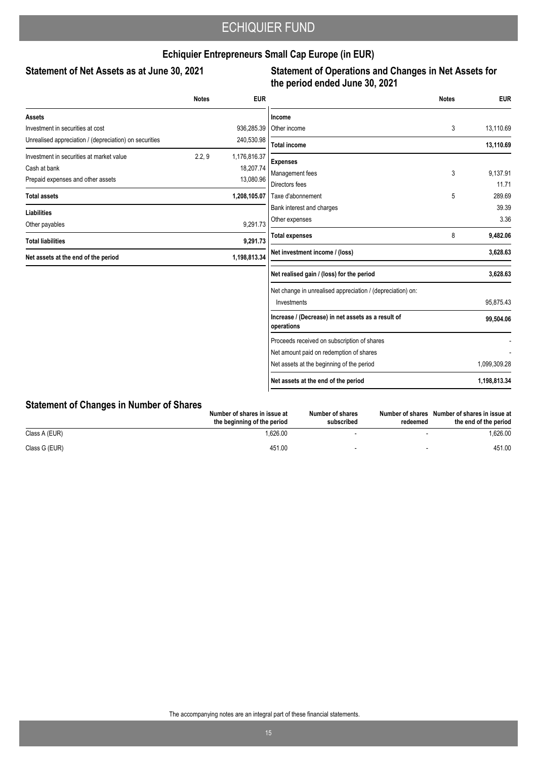## Echiquier Entrepreneurs Small Cap Europe (in EUR)

### Statement of Net Assets as at June 30, 2021

| | Notes | EUR |
|---|---|---|
| **Assets** | | |
| Investment in securities at cost | | 936,285.39 |
| Unrealised appreciation / (depreciation) on securities | | 240,530.98 |
| Investment in securities at market value | 2.2, 9 | 1,176,816.37 |
| Cash at bank | | 18,207.74 |
| Prepaid expenses and other assets | | 13,080.96 |
| **Total assets** | | **1,208,105.07** |
| **Liabilities** | | |
| Other payables | | 9,291.73 |
| **Total liabilities** | | **9,291.73** |
| **Net assets at the end of the period** | | **1,198,813.34** |

### Statement of Operations and Changes in Net Assets for the period ended June 30, 2021

| | Notes | EUR |
|---|---|---|
| **Income** | | |
| Other income | 3 | 13,110.69 |
| **Total income** | | **13,110.69** |
| **Expenses** | | |
| Management fees | 3 | 9,137.91 |
| Directors fees | | 11.71 |
| Taxe d'abonnement | 5 | 289.69 |
| Bank interest and charges | | 39.39 |
| Other expenses | | 3.36 |
| **Total expenses** | 8 | **9,482.06** |
| **Net investment income / (loss)** | | **3,628.63** |
| **Net realised gain / (loss) for the period** | | **3,628.63** |
| Net change in unrealised appreciation / (depreciation) on: | | |
| Investments | | 95,875.43 |
| **Increase / (Decrease) in net assets as a result of operations** | | **99,504.06** |
| Proceeds received on subscription of shares | | - |
| Net amount paid on redemption of shares | | - |
| Net assets at the beginning of the period | | 1,099,309.28 |
| **Net assets at the end of the period** | | **1,198,813.34** |

### Statement of Changes in Number of Shares

| | Number of shares in issue at the beginning of the period | Number of shares subscribed | Number of shares redeemed | Number of shares in issue at the end of the period |
|---|---|---|---|---|
| Class A (EUR) | 1,626.00 | - | - | 1,626.00 |
| Class G (EUR) | 451.00 | - | - | 451.00 |

The accompanying notes are an integral part of these financial statements.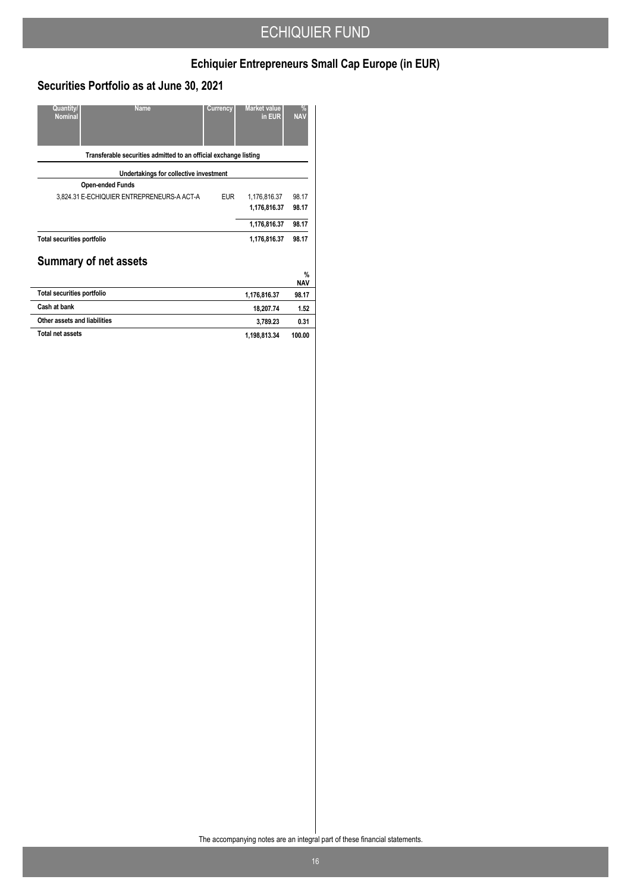## Echiquier Entrepreneurs Small Cap Europe (in EUR)

## Securities Portfolio as at June 30, 2021

| Quantity/ Nominal | Name | Currency | Market value in EUR | % NAV |
|---|---|---|---|---|
| | **Transferable securities admitted to an official exchange listing** | | | |
| | **Undertakings for collective investment** | | | |
| | **Open-ended Funds** | | | |
| 3,824.31 | E-ECHIQUIER ENTREPRENEURS-A ACT-A | EUR | 1,176,816.37 | 98.17 |
| | | | **1,176,816.37** | **98.17** |
| | | | **1,176,816.37** | **98.17** |
| **Total securities portfolio** | | | **1,176,816.37** | **98.17** |

## Summary of net assets

| | | % NAV |
|---|---|---|
| **Total securities portfolio** | **1,176,816.37** | **98.17** |
| **Cash at bank** | **18,207.74** | **1.52** |
| **Other assets and liabilities** | **3,789.23** | **0.31** |
| **Total net assets** | **1,198,813.34** | **100.00** |

The accompanying notes are an integral part of these financial statements.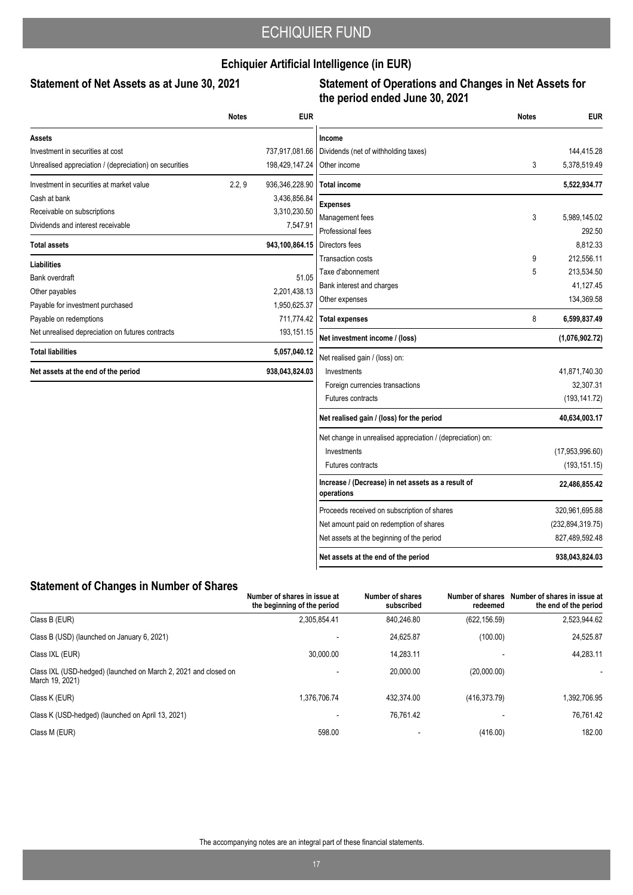# ECHIQUIER FUND

## Echiquier Artificial Intelligence (in EUR)

### Statement of Net Assets as at June 30, 2021

| | Notes | EUR |
|---|---|---|
| **Assets** | | |
| Investment in securities at cost | | 737,917,081.66 |
| Unrealised appreciation / (depreciation) on securities | | 198,429,147.24 |
| Investment in securities at market value | 2.2, 9 | 936,346,228.90 |
| Cash at bank | | 3,436,856.84 |
| Receivable on subscriptions | | 3,310,230.50 |
| Dividends and interest receivable | | 7,547.91 |
| **Total assets** | | **943,100,864.15** |
| **Liabilities** | | |
| Bank overdraft | | 51.05 |
| Other payables | | 2,201,438.13 |
| Payable for investment purchased | | 1,950,625.37 |
| Payable on redemptions | | 711,774.42 |
| Net unrealised depreciation on futures contracts | | 193,151.15 |
| **Total liabilities** | | **5,057,040.12** |
| **Net assets at the end of the period** | | **938,043,824.03** |

### Statement of Operations and Changes in Net Assets for the period ended June 30, 2021

| | Notes | EUR |
|---|---|---|
| **Income** | | |
| Dividends (net of withholding taxes) | | 144,415.28 |
| Other income | 3 | 5,378,519.49 |
| **Total income** | | **5,522,934.77** |
| **Expenses** | | |
| Management fees | 3 | 5,989,145.02 |
| Professional fees | | 292.50 |
| Directors fees | | 8,812.33 |
| Transaction costs | 9 | 212,556.11 |
| Taxe d'abonnement | 5 | 213,534.50 |
| Bank interest and charges | | 41,127.45 |
| Other expenses | | 134,369.58 |
| **Total expenses** | 8 | **6,599,837.49** |
| **Net investment income / (loss)** | | **(1,076,902.72)** |
| Net realised gain / (loss) on: | | |
| Investments | | 41,871,740.30 |
| Foreign currencies transactions | | 32,307.31 |
| Futures contracts | | (193,141.72) |
| **Net realised gain / (loss) for the period** | | **40,634,003.17** |
| Net change in unrealised appreciation / (depreciation) on: | | |
| Investments | | (17,953,996.60) |
| Futures contracts | | (193,151.15) |
| **Increase / (Decrease) in net assets as a result of operations** | | **22,486,855.42** |
| Proceeds received on subscription of shares | | 320,961,695.88 |
| Net amount paid on redemption of shares | | (232,894,319.75) |
| Net assets at the beginning of the period | | 827,489,592.48 |
| **Net assets at the end of the period** | | **938,043,824.03** |

### Statement of Changes in Number of Shares

| | Number of shares in issue at the beginning of the period | Number of shares subscribed | Number of shares redeemed | Number of shares in issue at the end of the period |
|---|---|---|---|---|
| Class B (EUR) | 2,305,854.41 | 840,246.80 | (622,156.59) | 2,523,944.62 |
| Class B (USD) (launched on January 6, 2021) | - | 24,625.87 | (100.00) | 24,525.87 |
| Class IXL (EUR) | 30,000.00 | 14,283.11 | - | 44,283.11 |
| Class IXL (USD-hedged) (launched on March 2, 2021 and closed on March 19, 2021) | - | 20,000.00 | (20,000.00) | - |
| Class K (EUR) | 1,376,706.74 | 432,374.00 | (416,373.79) | 1,392,706.95 |
| Class K (USD-hedged) (launched on April 13, 2021) | - | 76,761.42 | - | 76,761.42 |
| Class M (EUR) | 598.00 | - | (416.00) | 182.00 |

The accompanying notes are an integral part of these financial statements.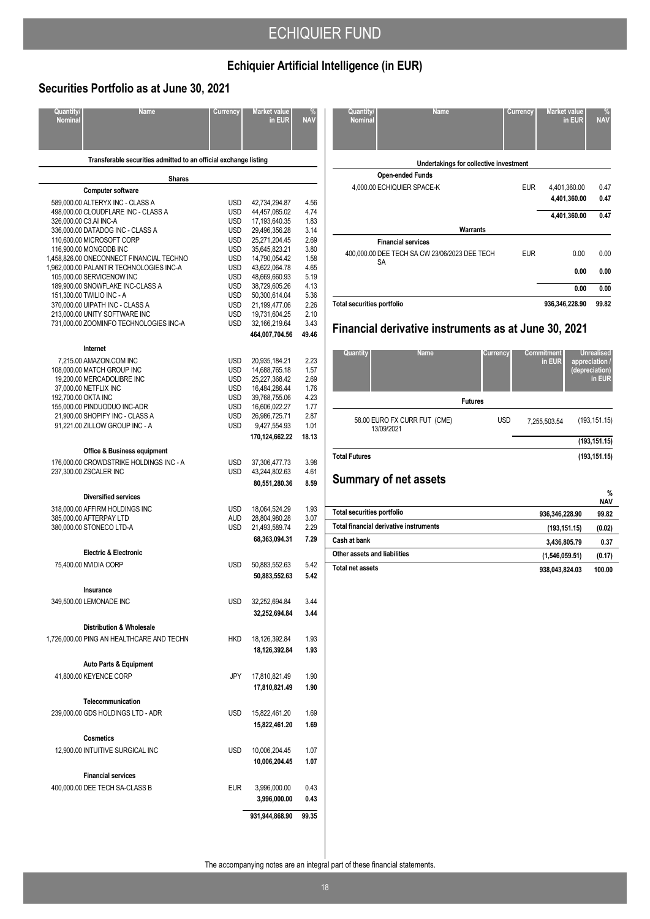## Echiquier Artificial Intelligence (in EUR)

## Securities Portfolio as at June 30, 2021

| Quantity/ Nominal | Name | Currency | Market value in EUR | % NAV |
|---|---|---|---|---|
| | **Transferable securities admitted to an official exchange listing** | | | |
| | **Shares** | | | |
| | **Computer software** | | | |
| 589,000.00 | ALTERYX INC - CLASS A | USD | 42,734,294.87 | 4.56 |
| 498,000.00 | CLOUDFLARE INC - CLASS A | USD | 44,457,085.02 | 4.74 |
| 326,000.00 | C3.AI INC-A | USD | 17,193,640.35 | 1.83 |
| 336,000.00 | DATADOG INC - CLASS A | USD | 29,496,356.28 | 3.14 |
| 110,600.00 | MICROSOFT CORP | USD | 25,271,204.45 | 2.69 |
| 116,900.00 | MONGODB INC | USD | 35,645,823.21 | 3.80 |
| 1,458,826.00 | ONECONNECT FINANCIAL TECHNO | USD | 14,790,054.42 | 1.58 |
| 1,962,000.00 | PALANTIR TECHNOLOGIES INC-A | USD | 43,622,064.78 | 4.65 |
| 105,000.00 | SERVICENOW INC | USD | 48,669,660.93 | 5.19 |
| 189,900.00 | SNOWFLAKE INC-CLASS A | USD | 38,729,605.26 | 4.13 |
| 151,300.00 | TWILIO INC - A | USD | 50,300,614.04 | 5.36 |
| 370,000.00 | UIPATH INC - CLASS A | USD | 21,199,477.06 | 2.26 |
| 213,000.00 | UNITY SOFTWARE INC | USD | 19,731,604.25 | 2.10 |
| 731,000.00 | ZOOMINFO TECHNOLOGIES INC-A | USD | 32,166,219.64 | 3.43 |
| | | | **464,007,704.56** | **49.46** |
| | **Internet** | | | |
| 7,215.00 | AMAZON.COM INC | USD | 20,935,184.21 | 2.23 |
| 108,000.00 | MATCH GROUP INC | USD | 14,688,765.18 | 1.57 |
| 19,200.00 | MERCADOLIBRE INC | USD | 25,227,368.42 | 2.69 |
| 37,000.00 | NETFLIX INC | USD | 16,484,286.44 | 1.76 |
| 192,700.00 | OKTA INC | USD | 39,768,755.06 | 4.23 |
| 155,000.00 | PINDUODUO INC-ADR | USD | 16,606,022.27 | 1.77 |
| 21,900.00 | SHOPIFY INC - CLASS A | USD | 26,986,725.71 | 2.87 |
| 91,221.00 | ZILLOW GROUP INC - A | USD | 9,427,554.93 | 1.01 |
| | | | **170,124,662.22** | **18.13** |
| | **Office & Business equipment** | | | |
| 176,000.00 | CROWDSTRIKE HOLDINGS INC - A | USD | 37,306,477.73 | 3.98 |
| 237,300.00 | ZSCALER INC | USD | 43,244,802.63 | 4.61 |
| | | | **80,551,280.36** | **8.59** |
| | **Diversified services** | | | |
| 318,000.00 | AFFIRM HOLDINGS INC | USD | 18,064,524.29 | 1.93 |
| 385,000.00 | AFTERPAY LTD | AUD | 28,804,980.28 | 3.07 |
| 380,000.00 | STONECO LTD-A | USD | 21,493,589.74 | 2.29 |
| | | | **68,363,094.31** | **7.29** |
| | **Electric & Electronic** | | | |
| 75,400.00 | NVIDIA CORP | USD | 50,883,552.63 | 5.42 |
| | | | **50,883,552.63** | **5.42** |
| | **Insurance** | | | |
| 349,500.00 | LEMONADE INC | USD | 32,252,694.84 | 3.44 |
| | | | **32,252,694.84** | **3.44** |
| | **Distribution & Wholesale** | | | |
| 1,726,000.00 | PING AN HEALTHCARE AND TECHN | HKD | 18,126,392.84 | 1.93 |
| | | | **18,126,392.84** | **1.93** |
| | **Auto Parts & Equipment** | | | |
| 41,800.00 | KEYENCE CORP | JPY | 17,810,821.49 | 1.90 |
| | | | **17,810,821.49** | **1.90** |
| | **Telecommunication** | | | |
| 239,000.00 | GDS HOLDINGS LTD - ADR | USD | 15,822,461.20 | 1.69 |
| | | | **15,822,461.20** | **1.69** |
| | **Cosmetics** | | | |
| 12,900.00 | INTUITIVE SURGICAL INC | USD | 10,006,204.45 | 1.07 |
| | | | **10,006,204.45** | **1.07** |
| | **Financial services** | | | |
| 400,000.00 | DEE TECH SA-CLASS B | EUR | 3,996,000.00 | 0.43 |
| | | | **3,996,000.00** | **0.43** |
| | | | **931,944,868.90** | **99.35** |
| | **Undertakings for collective investment** | | | |
| | **Open-ended Funds** | | | |
| 4,000.00 | ECHIQUIER SPACE-K | EUR | 4,401,360.00 | 0.47 |
| | | | **4,401,360.00** | **0.47** |
| | | | **4,401,360.00** | **0.47** |
| | **Warrants** | | | |
| | **Financial services** | | | |
| 400,000.00 | DEE TECH SA CW 23/06/2023 DEE TECH SA | EUR | 0.00 | 0.00 |
| | | | **0.00** | **0.00** |
| | | | **0.00** | **0.00** |
| **Total securities portfolio** | | | **936,346,228.90** | **99.82** |

## Financial derivative instruments as at June 30, 2021

| Quantity | Name | Currency | Commitment in EUR | Unrealised appreciation / (depreciation) in EUR |
|---|---|---|---|---|
| | **Futures** | | | |
| 58.00 | EURO FX CURR FUT (CME) 13/09/2021 | USD | 7,255,503.54 | (193,151.15) |
| | | | | **(193,151.15)** |
| **Total Futures** | | | | **(193,151.15)** |

## Summary of net assets

| | | % NAV |
|---|---|---|
| **Total securities portfolio** | **936,346,228.90** | **99.82** |
| **Total financial derivative instruments** | **(193,151.15)** | **(0.02)** |
| **Cash at bank** | **3,436,805.79** | **0.37** |
| **Other assets and liabilities** | **(1,546,059.51)** | **(0.17)** |
| **Total net assets** | **938,043,824.03** | **100.00** |

The accompanying notes are an integral part of these financial statements.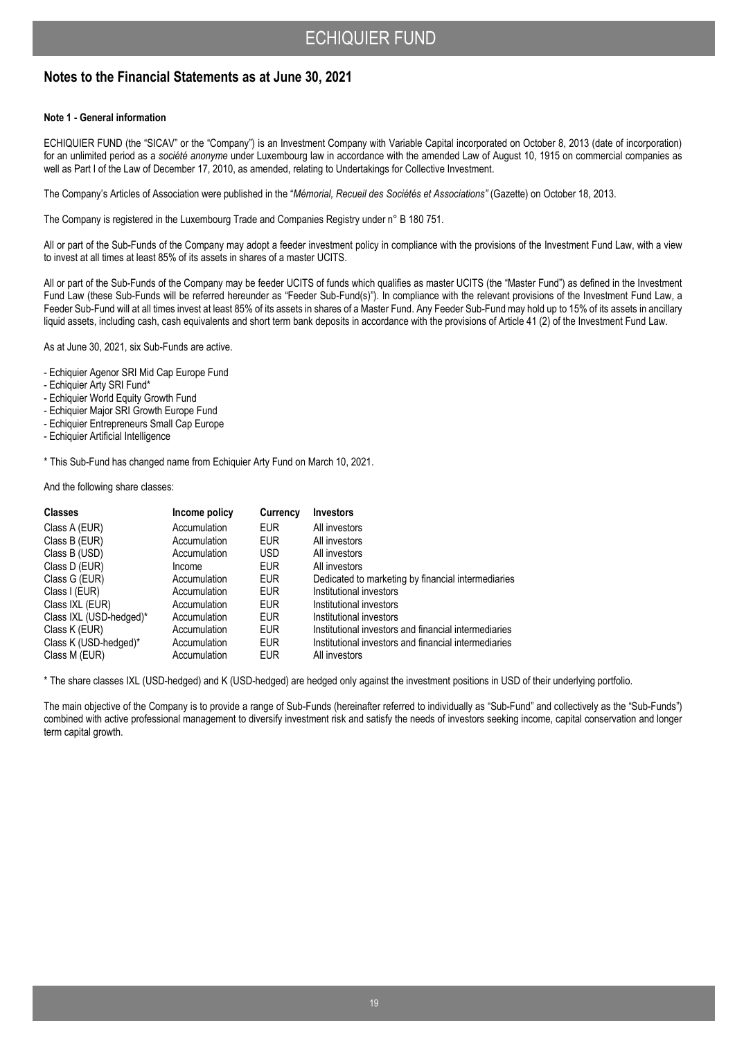## Notes to the Financial Statements as at June 30, 2021

**Note 1 - General information**

ECHIQUIER FUND (the "SICAV" or the "Company") is an Investment Company with Variable Capital incorporated on October 8, 2013 (date of incorporation) for an unlimited period as a *société anonyme* under Luxembourg law in accordance with the amended Law of August 10, 1915 on commercial companies as well as Part I of the Law of December 17, 2010, as amended, relating to Undertakings for Collective Investment.

The Company's Articles of Association were published in the "*Mémorial, Recueil des Sociétés et Associations"* (Gazette) on October 18, 2013.

The Company is registered in the Luxembourg Trade and Companies Registry under n° B 180 751.

All or part of the Sub-Funds of the Company may adopt a feeder investment policy in compliance with the provisions of the Investment Fund Law, with a view to invest at all times at least 85% of its assets in shares of a master UCITS.

All or part of the Sub-Funds of the Company may be feeder UCITS of funds which qualifies as master UCITS (the "Master Fund") as defined in the Investment Fund Law (these Sub-Funds will be referred hereunder as "Feeder Sub-Fund(s)"). In compliance with the relevant provisions of the Investment Fund Law, a Feeder Sub-Fund will at all times invest at least 85% of its assets in shares of a Master Fund. Any Feeder Sub-Fund may hold up to 15% of its assets in ancillary liquid assets, including cash, cash equivalents and short term bank deposits in accordance with the provisions of Article 41 (2) of the Investment Fund Law.

As at June 30, 2021, six Sub-Funds are active.

- Echiquier Agenor SRI Mid Cap Europe Fund
- Echiquier Arty SRI Fund*
- Echiquier World Equity Growth Fund
- Echiquier Major SRI Growth Europe Fund
- Echiquier Entrepreneurs Small Cap Europe
- Echiquier Artificial Intelligence

\* This Sub-Fund has changed name from Echiquier Arty Fund on March 10, 2021.

And the following share classes:

| Classes | Income policy | Currency | Investors |
|---|---|---|---|
| Class A (EUR) | Accumulation | EUR | All investors |
| Class B (EUR) | Accumulation | EUR | All investors |
| Class B (USD) | Accumulation | USD | All investors |
| Class D (EUR) | Income | EUR | All investors |
| Class G (EUR) | Accumulation | EUR | Dedicated to marketing by financial intermediaries |
| Class I (EUR) | Accumulation | EUR | Institutional investors |
| Class IXL (EUR) | Accumulation | EUR | Institutional investors |
| Class IXL (USD-hedged)* | Accumulation | EUR | Institutional investors |
| Class K (EUR) | Accumulation | EUR | Institutional investors and financial intermediaries |
| Class K (USD-hedged)* | Accumulation | EUR | Institutional investors and financial intermediaries |
| Class M (EUR) | Accumulation | EUR | All investors |

\* The share classes IXL (USD-hedged) and K (USD-hedged) are hedged only against the investment positions in USD of their underlying portfolio.

The main objective of the Company is to provide a range of Sub-Funds (hereinafter referred to individually as "Sub-Fund" and collectively as the "Sub-Funds") combined with active professional management to diversify investment risk and satisfy the needs of investors seeking income, capital conservation and longer term capital growth.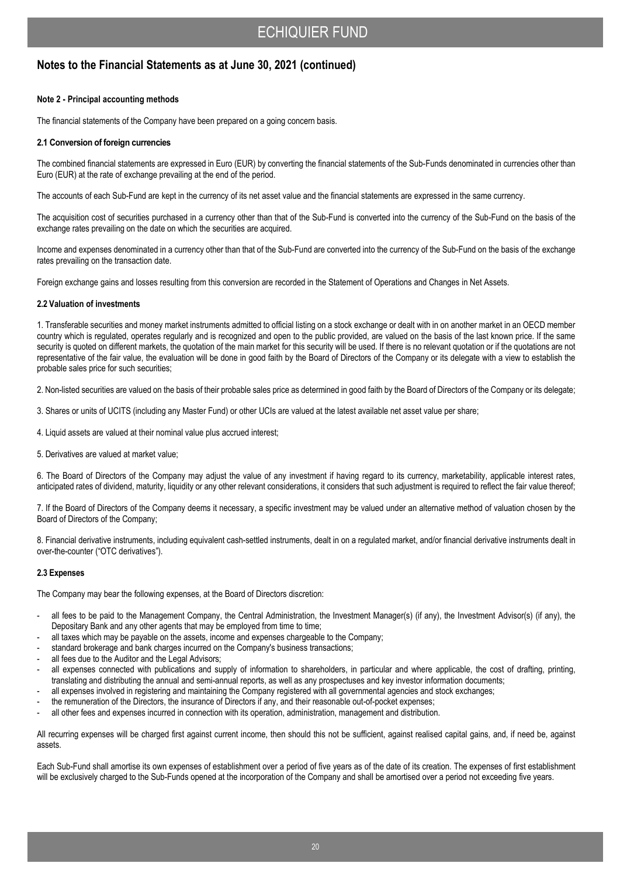## Notes to the Financial Statements as at June 30, 2021 (continued)

**Note 2 - Principal accounting methods**

The financial statements of the Company have been prepared on a going concern basis.

**2.1 Conversion of foreign currencies**

The combined financial statements are expressed in Euro (EUR) by converting the financial statements of the Sub-Funds denominated in currencies other than Euro (EUR) at the rate of exchange prevailing at the end of the period.

The accounts of each Sub-Fund are kept in the currency of its net asset value and the financial statements are expressed in the same currency.

The acquisition cost of securities purchased in a currency other than that of the Sub-Fund is converted into the currency of the Sub-Fund on the basis of the exchange rates prevailing on the date on which the securities are acquired.

Income and expenses denominated in a currency other than that of the Sub-Fund are converted into the currency of the Sub-Fund on the basis of the exchange rates prevailing on the transaction date.

Foreign exchange gains and losses resulting from this conversion are recorded in the Statement of Operations and Changes in Net Assets.

**2.2 Valuation of investments**

1. Transferable securities and money market instruments admitted to official listing on a stock exchange or dealt with in on another market in an OECD member country which is regulated, operates regularly and is recognized and open to the public provided, are valued on the basis of the last known price. If the same security is quoted on different markets, the quotation of the main market for this security will be used. If there is no relevant quotation or if the quotations are not representative of the fair value, the evaluation will be done in good faith by the Board of Directors of the Company or its delegate with a view to establish the probable sales price for such securities;

2. Non-listed securities are valued on the basis of their probable sales price as determined in good faith by the Board of Directors of the Company or its delegate;

3. Shares or units of UCITS (including any Master Fund) or other UCIs are valued at the latest available net asset value per share;

4. Liquid assets are valued at their nominal value plus accrued interest;

5. Derivatives are valued at market value;

6. The Board of Directors of the Company may adjust the value of any investment if having regard to its currency, marketability, applicable interest rates, anticipated rates of dividend, maturity, liquidity or any other relevant considerations, it considers that such adjustment is required to reflect the fair value thereof;

7. If the Board of Directors of the Company deems it necessary, a specific investment may be valued under an alternative method of valuation chosen by the Board of Directors of the Company;

8. Financial derivative instruments, including equivalent cash-settled instruments, dealt in on a regulated market, and/or financial derivative instruments dealt in over-the-counter ("OTC derivatives").

**2.3 Expenses**

The Company may bear the following expenses, at the Board of Directors discretion:

- all fees to be paid to the Management Company, the Central Administration, the Investment Manager(s) (if any), the Investment Advisor(s) (if any), the Depositary Bank and any other agents that may be employed from time to time;
- all taxes which may be payable on the assets, income and expenses chargeable to the Company;
- standard brokerage and bank charges incurred on the Company's business transactions;
- all fees due to the Auditor and the Legal Advisors;
- all expenses connected with publications and supply of information to shareholders, in particular and where applicable, the cost of drafting, printing, translating and distributing the annual and semi-annual reports, as well as any prospectuses and key investor information documents;
- all expenses involved in registering and maintaining the Company registered with all governmental agencies and stock exchanges;
- the remuneration of the Directors, the insurance of Directors if any, and their reasonable out-of-pocket expenses;
- all other fees and expenses incurred in connection with its operation, administration, management and distribution.

All recurring expenses will be charged first against current income, then should this not be sufficient, against realised capital gains, and, if need be, against assets.

Each Sub-Fund shall amortise its own expenses of establishment over a period of five years as of the date of its creation. The expenses of first establishment will be exclusively charged to the Sub-Funds opened at the incorporation of the Company and shall be amortised over a period not exceeding five years.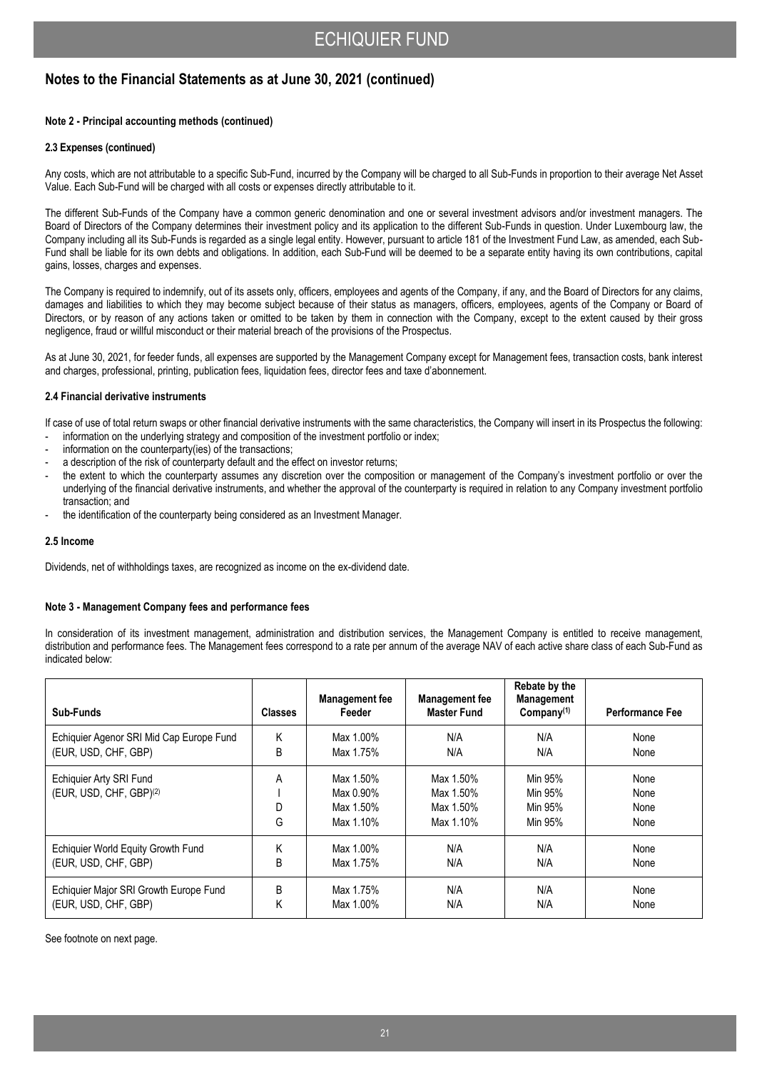## Notes to the Financial Statements as at June 30, 2021 (continued)

**Note 2 - Principal accounting methods (continued)**

**2.3 Expenses (continued)**

Any costs, which are not attributable to a specific Sub-Fund, incurred by the Company will be charged to all Sub-Funds in proportion to their average Net Asset Value. Each Sub-Fund will be charged with all costs or expenses directly attributable to it.

The different Sub-Funds of the Company have a common generic denomination and one or several investment advisors and/or investment managers. The Board of Directors of the Company determines their investment policy and its application to the different Sub-Funds in question. Under Luxembourg law, the Company including all its Sub-Funds is regarded as a single legal entity. However, pursuant to article 181 of the Investment Fund Law, as amended, each Sub-Fund shall be liable for its own debts and obligations. In addition, each Sub-Fund will be deemed to be a separate entity having its own contributions, capital gains, losses, charges and expenses.

The Company is required to indemnify, out of its assets only, officers, employees and agents of the Company, if any, and the Board of Directors for any claims, damages and liabilities to which they may become subject because of their status as managers, officers, employees, agents of the Company or Board of Directors, or by reason of any actions taken or omitted to be taken by them in connection with the Company, except to the extent caused by their gross negligence, fraud or willful misconduct or their material breach of the provisions of the Prospectus.

As at June 30, 2021, for feeder funds, all expenses are supported by the Management Company except for Management fees, transaction costs, bank interest and charges, professional, printing, publication fees, liquidation fees, director fees and taxe d'abonnement.

**2.4 Financial derivative instruments**

If case of use of total return swaps or other financial derivative instruments with the same characteristics, the Company will insert in its Prospectus the following:

- information on the underlying strategy and composition of the investment portfolio or index;
- information on the counterparty(ies) of the transactions;
- a description of the risk of counterparty default and the effect on investor returns;
- the extent to which the counterparty assumes any discretion over the composition or management of the Company's investment portfolio or over the underlying of the financial derivative instruments, and whether the approval of the counterparty is required in relation to any Company investment portfolio transaction; and
- the identification of the counterparty being considered as an Investment Manager.

**2.5 Income**

Dividends, net of withholdings taxes, are recognized as income on the ex-dividend date.

**Note 3 - Management Company fees and performance fees**

In consideration of its investment management, administration and distribution services, the Management Company is entitled to receive management, distribution and performance fees. The Management fees correspond to a rate per annum of the average NAV of each active share class of each Sub-Fund as indicated below:

| Sub-Funds | Classes | Management fee Feeder | Management fee Master Fund | Rebate by the Management Company[(1)] | Performance Fee |
|---|---|---|---|---|---|
| Echiquier Agenor SRI Mid Cap Europe Fund | K | Max 1.00% | N/A | N/A | None |
| (EUR, USD, CHF, GBP) | B | Max 1.75% | N/A | N/A | None |
| Echiquier Arty SRI Fund | A | Max 1.50% | Max 1.50% | Min 95% | None |
| (EUR, USD, CHF, GBP)[(2)] | I | Max 0.90% | Max 1.50% | Min 95% | None |
| | D | Max 1.50% | Max 1.50% | Min 95% | None |
| | G | Max 1.10% | Max 1.10% | Min 95% | None |
| Echiquier World Equity Growth Fund | K | Max 1.00% | N/A | N/A | None |
| (EUR, USD, CHF, GBP) | B | Max 1.75% | N/A | N/A | None |
| Echiquier Major SRI Growth Europe Fund | B | Max 1.75% | N/A | N/A | None |
| (EUR, USD, CHF, GBP) | K | Max 1.00% | N/A | N/A | None |

See footnote on next page.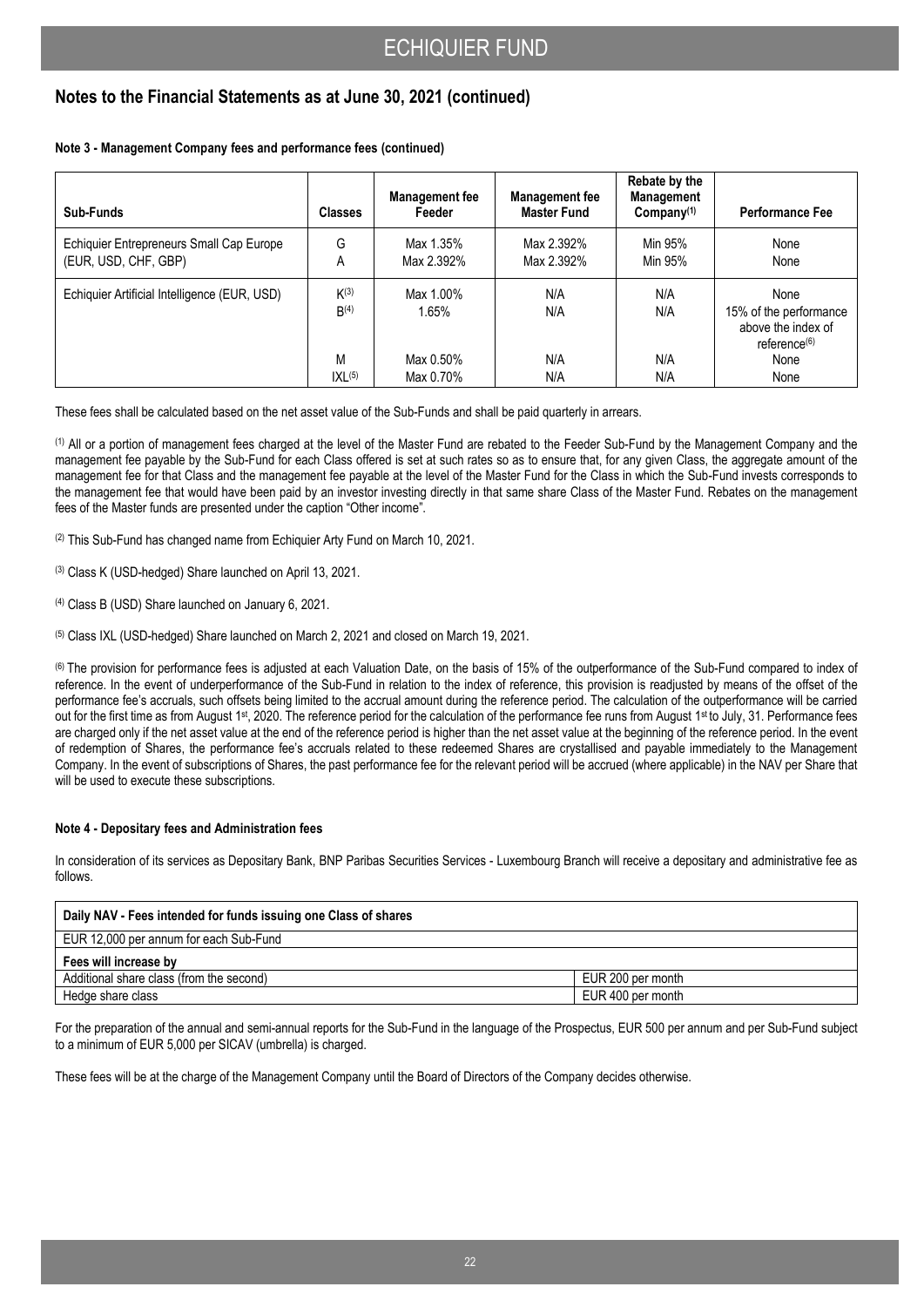## Notes to the Financial Statements as at June 30, 2021 (continued)

**Note 3 - Management Company fees and performance fees (continued)**

| Sub-Funds | Classes | Management fee Feeder | Management fee Master Fund | Rebate by the Management Company[1] | Performance Fee |
|---|---|---|---|---|---|
| Echiquier Entrepreneurs Small Cap Europe (EUR, USD, CHF, GBP) | G<br>A | Max 1.35%<br>Max 2.392% | Max 2.392%<br>Max 2.392% | Min 95%<br>Min 95% | None<br>None |
| Echiquier Artificial Intelligence (EUR, USD) | K[3]<br>B[4] | Max 1.00%<br>1.65% | N/A<br>N/A | N/A<br>N/A | None<br>15% of the performance above the index of reference[6] |
| | M<br>IXL[5] | Max 0.50%<br>Max 0.70% | N/A<br>N/A | N/A<br>N/A | None<br>None |

These fees shall be calculated based on the net asset value of the Sub-Funds and shall be paid quarterly in arrears.

[1] All or a portion of management fees charged at the level of the Master Fund are rebated to the Feeder Sub-Fund by the Management Company and the management fee payable by the Sub-Fund for each Class offered is set at such rates so as to ensure that, for any given Class, the aggregate amount of the management fee for that Class and the management fee payable at the level of the Master Fund for the Class in which the Sub-Fund invests corresponds to the management fee that would have been paid by an investor investing directly in that same share Class of the Master Fund. Rebates on the management fees of the Master funds are presented under the caption "Other income".

[2] This Sub-Fund has changed name from Echiquier Arty Fund on March 10, 2021.

[3] Class K (USD-hedged) Share launched on April 13, 2021.

[4] Class B (USD) Share launched on January 6, 2021.

[5] Class IXL (USD-hedged) Share launched on March 2, 2021 and closed on March 19, 2021.

[6] The provision for performance fees is adjusted at each Valuation Date, on the basis of 15% of the outperformance of the Sub-Fund compared to index of reference. In the event of underperformance of the Sub-Fund in relation to the index of reference, this provision is readjusted by means of the offset of the performance fee's accruals, such offsets being limited to the accrual amount during the reference period. The calculation of the outperformance will be carried out for the first time as from August 1st, 2020. The reference period for the calculation of the performance fee runs from August 1st to July, 31. Performance fees are charged only if the net asset value at the end of the reference period is higher than the net asset value at the beginning of the reference period. In the event of redemption of Shares, the performance fee's accruals related to these redeemed Shares are crystallised and payable immediately to the Management Company. In the event of subscriptions of Shares, the past performance fee for the relevant period will be accrued (where applicable) in the NAV per Share that will be used to execute these subscriptions.

**Note 4 - Depositary fees and Administration fees**

In consideration of its services as Depositary Bank, BNP Paribas Securities Services - Luxembourg Branch will receive a depositary and administrative fee as follows.

| Daily NAV - Fees intended for funds issuing one Class of shares | |
|---|---|
| EUR 12,000 per annum for each Sub-Fund | |
| **Fees will increase by** | |
| Additional share class (from the second) | EUR 200 per month |
| Hedge share class | EUR 400 per month |

For the preparation of the annual and semi-annual reports for the Sub-Fund in the language of the Prospectus, EUR 500 per annum and per Sub-Fund subject to a minimum of EUR 5,000 per SICAV (umbrella) is charged.

These fees will be at the charge of the Management Company until the Board of Directors of the Company decides otherwise.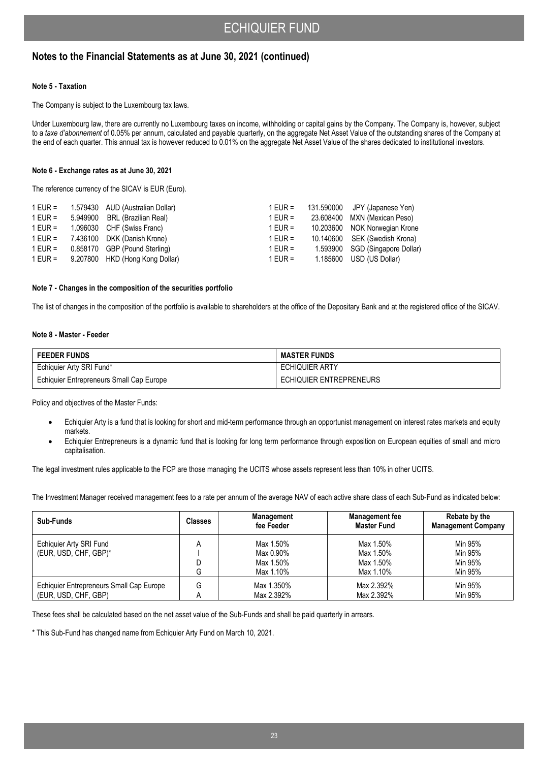## Notes to the Financial Statements as at June 30, 2021 (continued)

### Note 5 - Taxation

The Company is subject to the Luxembourg tax laws.

Under Luxembourg law, there are currently no Luxembourg taxes on income, withholding or capital gains by the Company. The Company is, however, subject to a *taxe d'abonnement* of 0.05% per annum, calculated and payable quarterly, on the aggregate Net Asset Value of the outstanding shares of the Company at the end of each quarter. This annual tax is however reduced to 0.01% on the aggregate Net Asset Value of the shares dedicated to institutional investors.

### Note 6 - Exchange rates as at June 30, 2021

The reference currency of the SICAV is EUR (Euro).

| | | | | | |
|---|---|---|---|---|---|
| 1 EUR = | 1.579430 | AUD (Australian Dollar) | 1 EUR = | 131.590000 | JPY (Japanese Yen) |
| 1 EUR = | 5.949900 | BRL (Brazilian Real) | 1 EUR = | 23.608400 | MXN (Mexican Peso) |
| 1 EUR = | 1.096030 | CHF (Swiss Franc) | 1 EUR = | 10.203600 | NOK Norwegian Krone |
| 1 EUR = | 7.436100 | DKK (Danish Krone) | 1 EUR = | 10.140600 | SEK (Swedish Krona) |
| 1 EUR = | 0.858170 | GBP (Pound Sterling) | 1 EUR = | 1.593900 | SGD (Singapore Dollar) |
| 1 EUR = | 9.207800 | HKD (Hong Kong Dollar) | 1 EUR = | 1.185600 | USD (US Dollar) |

### Note 7 - Changes in the composition of the securities portfolio

The list of changes in the composition of the portfolio is available to shareholders at the office of the Depositary Bank and at the registered office of the SICAV.

### Note 8 - Master - Feeder

| FEEDER FUNDS | MASTER FUNDS |
|---|---|
| Echiquier Arty SRI Fund* | ECHIQUIER ARTY |
| Echiquier Entrepreneurs Small Cap Europe | ECHIQUIER ENTREPRENEURS |

Policy and objectives of the Master Funds:

- Echiquier Arty is a fund that is looking for short and mid-term performance through an opportunist management on interest rates markets and equity markets.
- Echiquier Entrepreneurs is a dynamic fund that is looking for long term performance through exposition on European equities of small and micro capitalisation.

The legal investment rules applicable to the FCP are those managing the UCITS whose assets represent less than 10% in other UCITS.

The Investment Manager received management fees to a rate per annum of the average NAV of each active share class of each Sub-Fund as indicated below:

| Sub-Funds | Classes | Management fee Feeder | Management fee Master Fund | Rebate by the Management Company |
|---|---|---|---|---|
| Echiquier Arty SRI Fund (EUR, USD, CHF, GBP)* | A | Max 1.50% | Max 1.50% | Min 95% |
| | I | Max 0.90% | Max 1.50% | Min 95% |
| | D | Max 1.50% | Max 1.50% | Min 95% |
| | G | Max 1.10% | Max 1.10% | Min 95% |
| Echiquier Entrepreneurs Small Cap Europe (EUR, USD, CHF, GBP) | G | Max 1.350% | Max 2.392% | Min 95% |
| | A | Max 2.392% | Max 2.392% | Min 95% |

These fees shall be calculated based on the net asset value of the Sub-Funds and shall be paid quarterly in arrears.

\* This Sub-Fund has changed name from Echiquier Arty Fund on March 10, 2021.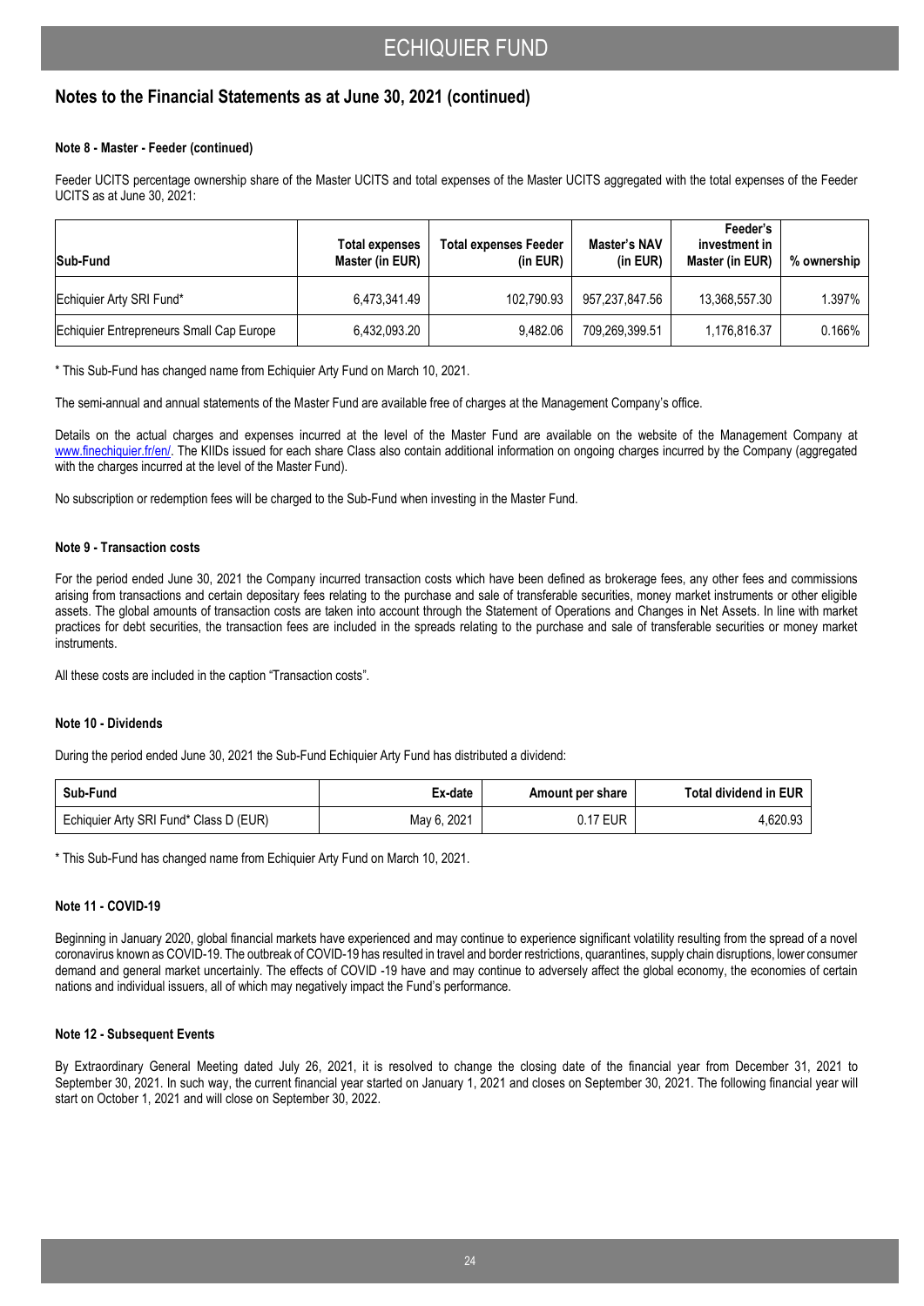## Notes to the Financial Statements as at June 30, 2021 (continued)

#### Note 8 - Master - Feeder (continued)

Feeder UCITS percentage ownership share of the Master UCITS and total expenses of the Master UCITS aggregated with the total expenses of the Feeder UCITS as at June 30, 2021:

| Sub-Fund | Total expenses Master (in EUR) | Total expenses Feeder (in EUR) | Master's NAV (in EUR) | Feeder's investment in Master (in EUR) | % ownership |
|---|---|---|---|---|---|
| Echiquier Arty SRI Fund* | 6,473,341.49 | 102,790.93 | 957,237,847.56 | 13,368,557.30 | 1.397% |
| Echiquier Entrepreneurs Small Cap Europe | 6,432,093.20 | 9,482.06 | 709,269,399.51 | 1,176,816.37 | 0.166% |

* This Sub-Fund has changed name from Echiquier Arty Fund on March 10, 2021.

The semi-annual and annual statements of the Master Fund are available free of charges at the Management Company's office.

Details on the actual charges and expenses incurred at the level of the Master Fund are available on the website of the Management Company at www.finechiquier.fr/en/. The KIIDs issued for each share Class also contain additional information on ongoing charges incurred by the Company (aggregated with the charges incurred at the level of the Master Fund).

No subscription or redemption fees will be charged to the Sub-Fund when investing in the Master Fund.

#### Note 9 - Transaction costs

For the period ended June 30, 2021 the Company incurred transaction costs which have been defined as brokerage fees, any other fees and commissions arising from transactions and certain depositary fees relating to the purchase and sale of transferable securities, money market instruments or other eligible assets. The global amounts of transaction costs are taken into account through the Statement of Operations and Changes in Net Assets. In line with market practices for debt securities, the transaction fees are included in the spreads relating to the purchase and sale of transferable securities or money market instruments.

All these costs are included in the caption "Transaction costs".

#### Note 10 - Dividends

During the period ended June 30, 2021 the Sub-Fund Echiquier Arty Fund has distributed a dividend:

| Sub-Fund | Ex-date | Amount per share | Total dividend in EUR |
|---|---|---|---|
| Echiquier Arty SRI Fund* Class D (EUR) | May 6, 2021 | 0.17 EUR | 4,620.93 |

* This Sub-Fund has changed name from Echiquier Arty Fund on March 10, 2021.

#### Note 11 - COVID-19

Beginning in January 2020, global financial markets have experienced and may continue to experience significant volatility resulting from the spread of a novel coronavirus known as COVID-19. The outbreak of COVID-19 has resulted in travel and border restrictions, quarantines, supply chain disruptions, lower consumer demand and general market uncertainly. The effects of COVID -19 have and may continue to adversely affect the global economy, the economies of certain nations and individual issuers, all of which may negatively impact the Fund's performance.

#### Note 12 - Subsequent Events

By Extraordinary General Meeting dated July 26, 2021, it is resolved to change the closing date of the financial year from December 31, 2021 to September 30, 2021. In such way, the current financial year started on January 1, 2021 and closes on September 30, 2021. The following financial year will start on October 1, 2021 and will close on September 30, 2022.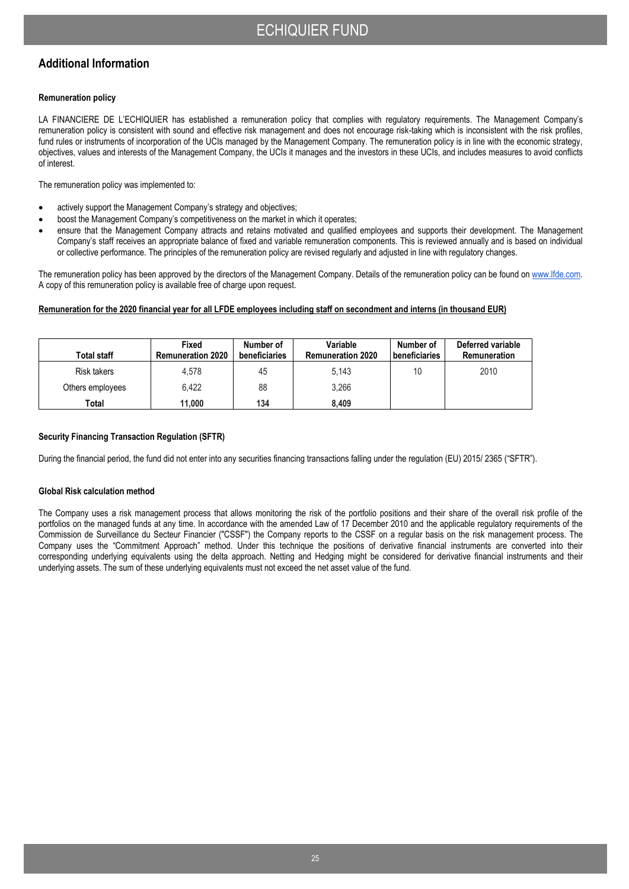## Additional Information

**Remuneration policy**

LA FINANCIERE DE L'ECHIQUIER has established a remuneration policy that complies with regulatory requirements. The Management Company's remuneration policy is consistent with sound and effective risk management and does not encourage risk-taking which is inconsistent with the risk profiles, fund rules or instruments of incorporation of the UCIs managed by the Management Company. The remuneration policy is in line with the economic strategy, objectives, values and interests of the Management Company, the UCIs it manages and the investors in these UCIs, and includes measures to avoid conflicts of interest.

The remuneration policy was implemented to:

- actively support the Management Company's strategy and objectives;
- boost the Management Company's competitiveness on the market in which it operates;
- ensure that the Management Company attracts and retains motivated and qualified employees and supports their development. The Management Company's staff receives an appropriate balance of fixed and variable remuneration components. This is reviewed annually and is based on individual or collective performance. The principles of the remuneration policy are revised regularly and adjusted in line with regulatory changes.

The remuneration policy has been approved by the directors of the Management Company. Details of the remuneration policy can be found on www.lfde.com. A copy of this remuneration policy is available free of charge upon request.

**Remuneration for the 2020 financial year for all LFDE employees including staff on secondment and interns (in thousand EUR)**

| Total staff | Fixed Remuneration 2020 | Number of beneficiaries | Variable Remuneration 2020 | Number of beneficiaries | Deferred variable Remuneration |
|---|---|---|---|---|---|
| Risk takers | 4,578 | 45 | 5,143 | 10 | 2010 |
| Others employees | 6,422 | 88 | 3,266 | | |
| **Total** | **11,000** | **134** | **8,409** | | |

**Security Financing Transaction Regulation (SFTR)**

During the financial period, the fund did not enter into any securities financing transactions falling under the regulation (EU) 2015/ 2365 ("SFTR").

**Global Risk calculation method**

The Company uses a risk management process that allows monitoring the risk of the portfolio positions and their share of the overall risk profile of the portfolios on the managed funds at any time. In accordance with the amended Law of 17 December 2010 and the applicable regulatory requirements of the Commission de Surveillance du Secteur Financier ("CSSF") the Company reports to the CSSF on a regular basis on the risk management process. The Company uses the "Commitment Approach" method. Under this technique the positions of derivative financial instruments are converted into their corresponding underlying equivalents using the delta approach. Netting and Hedging might be considered for derivative financial instruments and their underlying assets. The sum of these underlying equivalents must not exceed the net asset value of the fund.